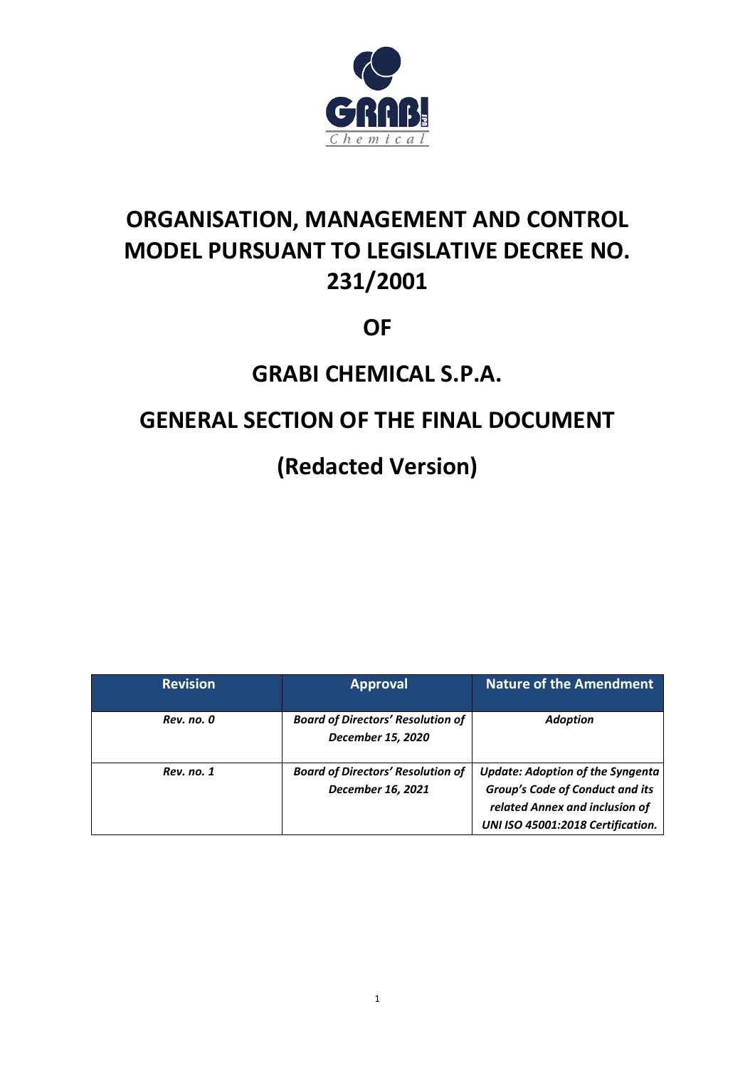# ORGANISATION, MANAGEMENT AND CONTROL MODEL PURSUANT TO LEGISLATIVE DECREE NO. 231/2001

# OF

# GRABI CHEMICAL S.P.A.

# GENERAL SECTION OF THE FINAL DOCUMENT

# (Redacted Version)

| Revision | Approval | Nature of the Amendment |
|---|---|---|
| ***Rev. no. 0*** | ***Board of Directors' Resolution of December 15, 2020*** | ***Adoption*** |
| ***Rev. no. 1*** | ***Board of Directors' Resolution of December 16, 2021*** | ***Update: Adoption of the Syngenta Group's Code of Conduct and its related Annex and inclusion of UNI ISO 45001:2018 Certification.*** |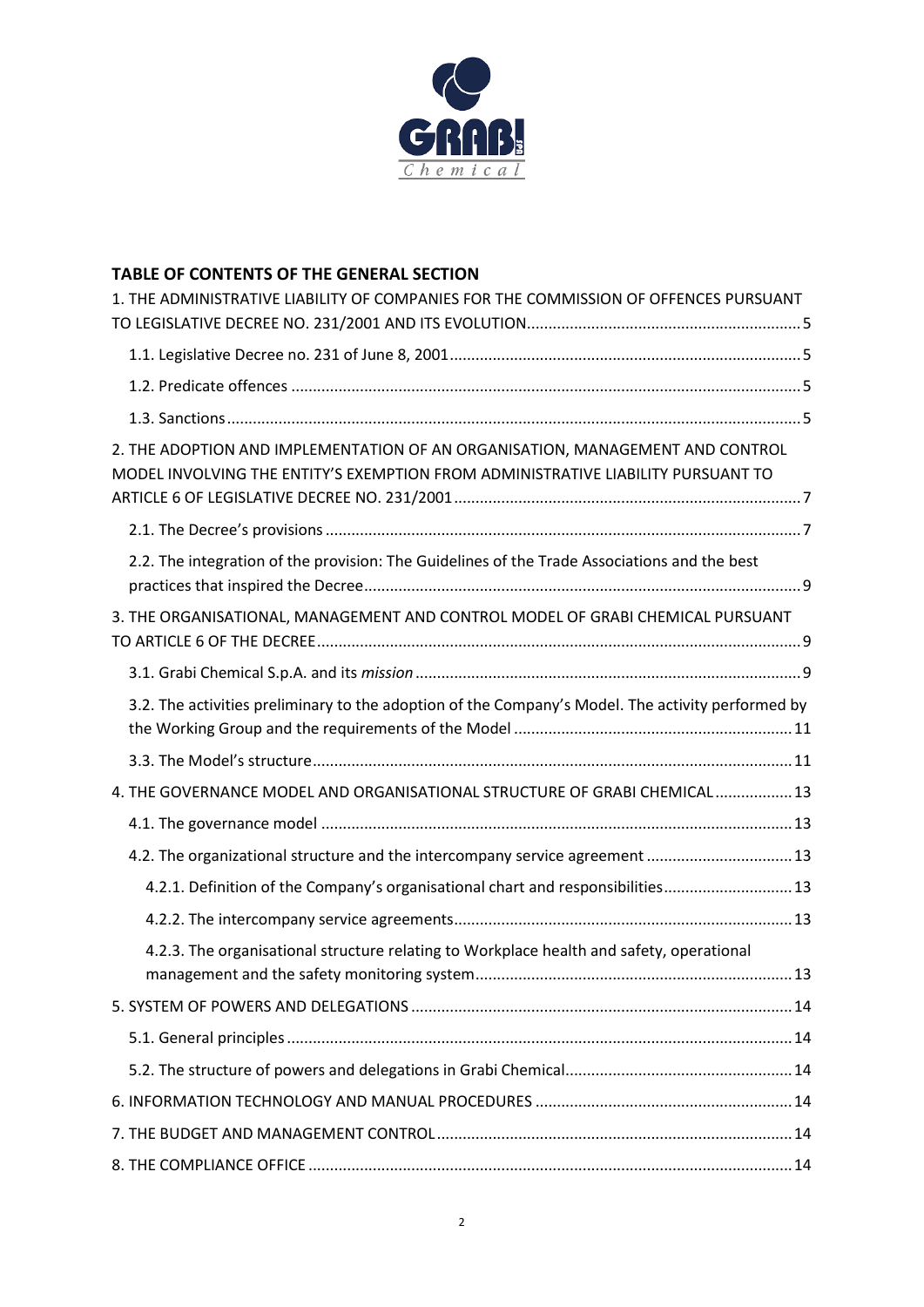**TABLE OF CONTENTS OF THE GENERAL SECTION**

1. THE ADMINISTRATIVE LIABILITY OF COMPANIES FOR THE COMMISSION OF OFFENCES PURSUANT TO LEGISLATIVE DECREE NO. 231/2001 AND ITS EVOLUTION ... 5
   - 1.1. Legislative Decree no. 231 of June 8, 2001 ... 5
   - 1.2. Predicate offences ... 5
   - 1.3. Sanctions ... 5

2. THE ADOPTION AND IMPLEMENTATION OF AN ORGANISATION, MANAGEMENT AND CONTROL MODEL INVOLVING THE ENTITY'S EXEMPTION FROM ADMINISTRATIVE LIABILITY PURSUANT TO ARTICLE 6 OF LEGISLATIVE DECREE NO. 231/2001 ... 7
   - 2.1. The Decree's provisions ... 7
   - 2.2. The integration of the provision: The Guidelines of the Trade Associations and the best practices that inspired the Decree ... 9

3. THE ORGANISATIONAL, MANAGEMENT AND CONTROL MODEL OF GRABI CHEMICAL PURSUANT TO ARTICLE 6 OF THE DECREE ... 9
   - 3.1. Grabi Chemical S.p.A. and its *mission* ... 9
   - 3.2. The activities preliminary to the adoption of the Company's Model. The activity performed by the Working Group and the requirements of the Model ... 11
   - 3.3. The Model's structure ... 11

4. THE GOVERNANCE MODEL AND ORGANISATIONAL STRUCTURE OF GRABI CHEMICAL ... 13
   - 4.1. The governance model ... 13
   - 4.2. The organizational structure and the intercompany service agreement ... 13
     - 4.2.1. Definition of the Company's organisational chart and responsibilities ... 13
     - 4.2.2. The intercompany service agreements ... 13
     - 4.2.3. The organisational structure relating to Workplace health and safety, operational management and the safety monitoring system ... 13

5. SYSTEM OF POWERS AND DELEGATIONS ... 14
   - 5.1. General principles ... 14
   - 5.2. The structure of powers and delegations in Grabi Chemical ... 14

6. INFORMATION TECHNOLOGY AND MANUAL PROCEDURES ... 14

7. THE BUDGET AND MANAGEMENT CONTROL ... 14

8. THE COMPLIANCE OFFICE ... 14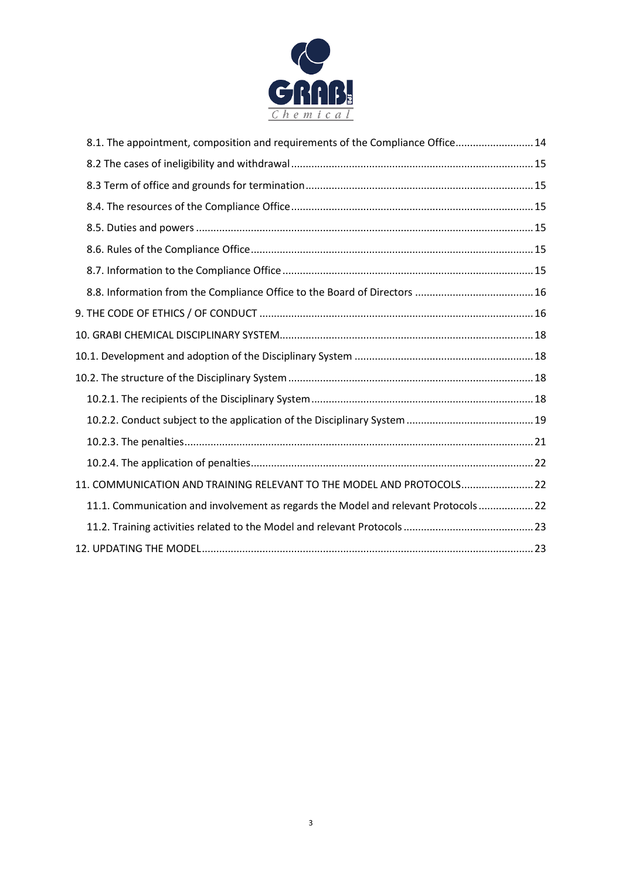8.1. The appointment, composition and requirements of the Compliance Office........................... 14

8.2 The cases of ineligibility and withdrawal................................................................................... 15

8.3 Term of office and grounds for termination.............................................................................. 15

8.4. The resources of the Compliance Office................................................................................... 15

8.5. Duties and powers .................................................................................................................... 15

8.6. Rules of the Compliance Office................................................................................................. 15

8.7. Information to the Compliance Office...................................................................................... 15

8.8. Information from the Compliance Office to the Board of Directors ......................................... 16

9. THE CODE OF ETHICS / OF CONDUCT .............................................................................................. 16

10. GRABI CHEMICAL DISCIPLINARY SYSTEM....................................................................................... 18

10.1. Development and adoption of the Disciplinary System ............................................................. 18

10.2. The structure of the Disciplinary System .................................................................................... 18

10.2.1. The recipients of the Disciplinary System............................................................................. 18

10.2.2. Conduct subject to the application of the Disciplinary System ............................................ 19

10.2.3. The penalties........................................................................................................................ 21

10.2.4. The application of penalties................................................................................................. 22

11. COMMUNICATION AND TRAINING RELEVANT TO THE MODEL AND PROTOCOLS......................... 22

11.1. Communication and involvement as regards the Model and relevant Protocols................... 22

11.2. Training activities related to the Model and relevant Protocols ............................................ 23

12. UPDATING THE MODEL.................................................................................................................. 23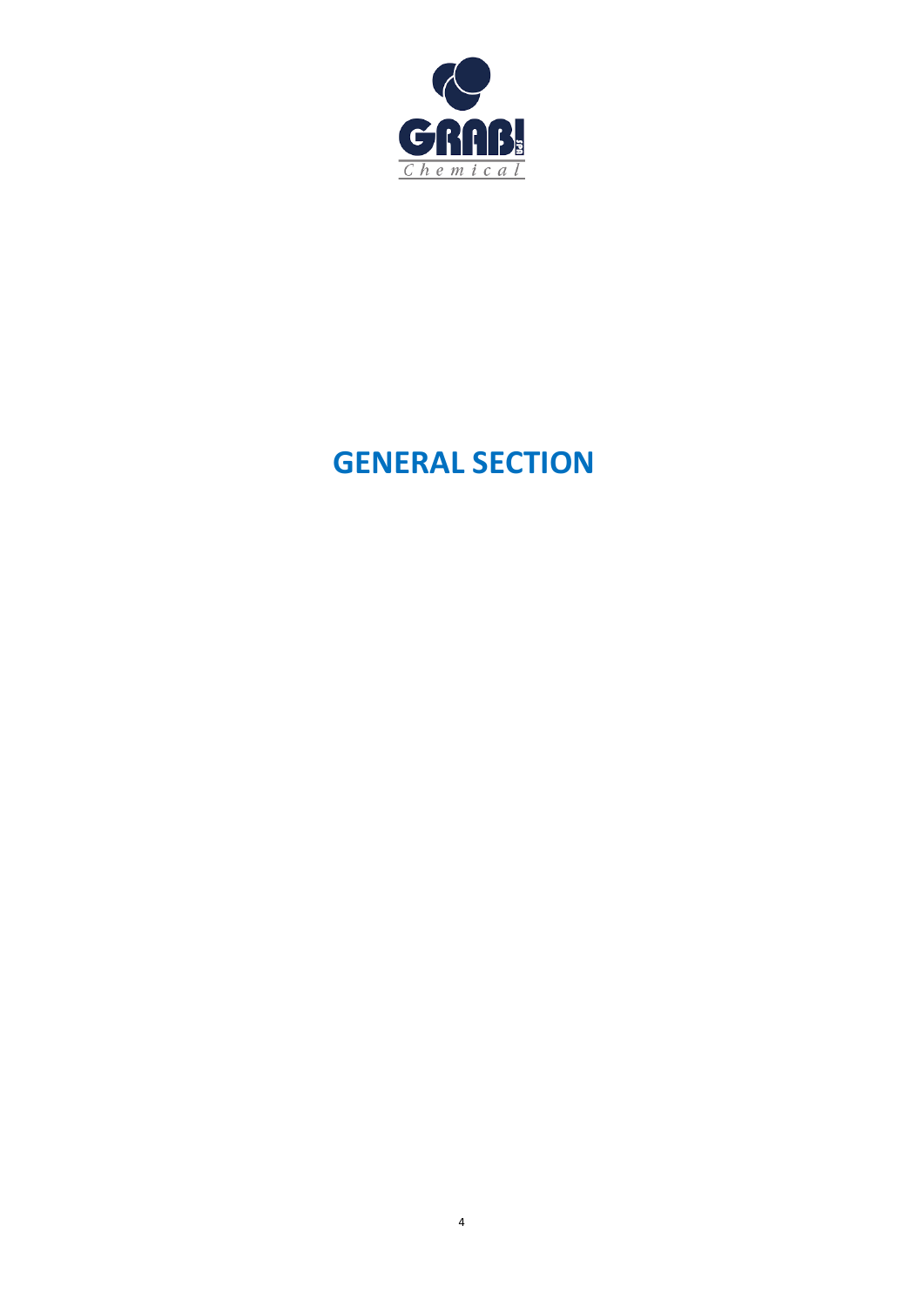# GENERAL SECTION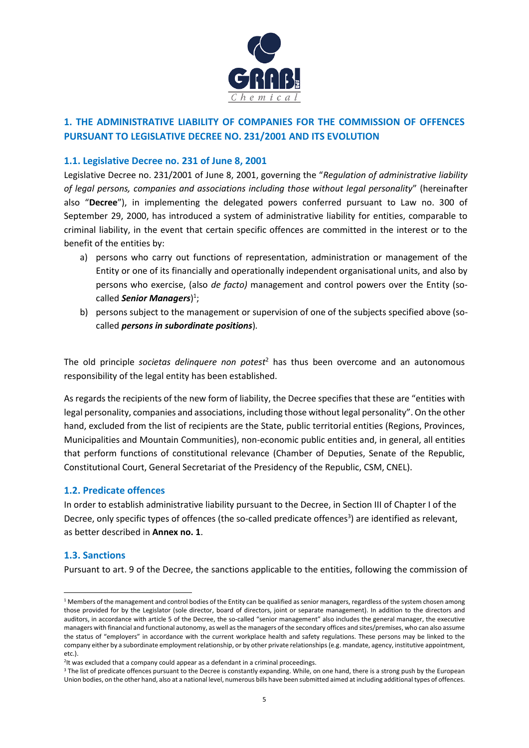## 1. THE ADMINISTRATIVE LIABILITY OF COMPANIES FOR THE COMMISSION OF OFFENCES PURSUANT TO LEGISLATIVE DECREE NO. 231/2001 AND ITS EVOLUTION

### 1.1. Legislative Decree no. 231 of June 8, 2001

Legislative Decree no. 231/2001 of June 8, 2001, governing the "*Regulation of administrative liability of legal persons, companies and associations including those without legal personality*" (hereinafter also "**Decree**"), in implementing the delegated powers conferred pursuant to Law no. 300 of September 29, 2000, has introduced a system of administrative liability for entities, comparable to criminal liability, in the event that certain specific offences are committed in the interest or to the benefit of the entities by:

a) persons who carry out functions of representation, administration or management of the Entity or one of its financially and operationally independent organisational units, and also by persons who exercise, (also *de facto)* management and control powers over the Entity (so-called ***Senior Managers***)[1];
b) persons subject to the management or supervision of one of the subjects specified above (so-called ***persons in subordinate positions***).

The old principle *societas delinquere non potest*[2] has thus been overcome and an autonomous responsibility of the legal entity has been established.

As regards the recipients of the new form of liability, the Decree specifies that these are "entities with legal personality, companies and associations, including those without legal personality". On the other hand, excluded from the list of recipients are the State, public territorial entities (Regions, Provinces, Municipalities and Mountain Communities), non-economic public entities and, in general, all entities that perform functions of constitutional relevance (Chamber of Deputies, Senate of the Republic, Constitutional Court, General Secretariat of the Presidency of the Republic, CSM, CNEL).

### 1.2. Predicate offences

In order to establish administrative liability pursuant to the Decree, in Section III of Chapter I of the Decree, only specific types of offences (the so-called predicate offences[3]) are identified as relevant, as better described in **Annex no. 1**.

### 1.3. Sanctions

Pursuant to art. 9 of the Decree, the sanctions applicable to the entities, following the commission of

---

[1] Members of the management and control bodies of the Entity can be qualified as senior managers, regardless of the system chosen among those provided for by the Legislator (sole director, board of directors, joint or separate management). In addition to the directors and auditors, in accordance with article 5 of the Decree, the so-called "senior management" also includes the general manager, the executive managers with financial and functional autonomy, as well as the managers of the secondary offices and sites/premises, who can also assume the status of "employers" in accordance with the current workplace health and safety regulations. These persons may be linked to the company either by a subordinate employment relationship, or by other private relationships (e.g. mandate, agency, institutive appointment, etc.).

[2] It was excluded that a company could appear as a defendant in a criminal proceedings.

[3] The list of predicate offences pursuant to the Decree is constantly expanding. While, on one hand, there is a strong push by the European Union bodies, on the other hand, also at a national level, numerous bills have been submitted aimed at including additional types of offences.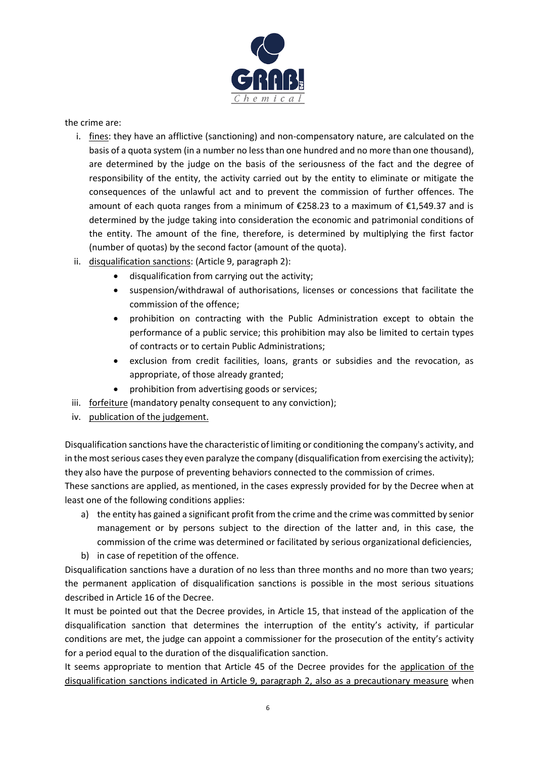the crime are:

i. <u>fines</u>: they have an afflictive (sanctioning) and non-compensatory nature, are calculated on the basis of a quota system (in a number no less than one hundred and no more than one thousand), are determined by the judge on the basis of the seriousness of the fact and the degree of responsibility of the entity, the activity carried out by the entity to eliminate or mitigate the consequences of the unlawful act and to prevent the commission of further offences. The amount of each quota ranges from a minimum of €258.23 to a maximum of €1,549.37 and is determined by the judge taking into consideration the economic and patrimonial conditions of the entity. The amount of the fine, therefore, is determined by multiplying the first factor (number of quotas) by the second factor (amount of the quota).

ii. <u>disqualification sanctions</u>: (Article 9, paragraph 2):
   - disqualification from carrying out the activity;
   - suspension/withdrawal of authorisations, licenses or concessions that facilitate the commission of the offence;
   - prohibition on contracting with the Public Administration except to obtain the performance of a public service; this prohibition may also be limited to certain types of contracts or to certain Public Administrations;
   - exclusion from credit facilities, loans, grants or subsidies and the revocation, as appropriate, of those already granted;
   - prohibition from advertising goods or services;

iii. <u>forfeiture</u> (mandatory penalty consequent to any conviction);

iv. <u>publication of the judgement.</u>

Disqualification sanctions have the characteristic of limiting or conditioning the company's activity, and in the most serious cases they even paralyze the company (disqualification from exercising the activity); they also have the purpose of preventing behaviors connected to the commission of crimes.

These sanctions are applied, as mentioned, in the cases expressly provided for by the Decree when at least one of the following conditions applies:

a) the entity has gained a significant profit from the crime and the crime was committed by senior management or by persons subject to the direction of the latter and, in this case, the commission of the crime was determined or facilitated by serious organizational deficiencies,

b) in case of repetition of the offence.

Disqualification sanctions have a duration of no less than three months and no more than two years; the permanent application of disqualification sanctions is possible in the most serious situations described in Article 16 of the Decree.

It must be pointed out that the Decree provides, in Article 15, that instead of the application of the disqualification sanction that determines the interruption of the entity's activity, if particular conditions are met, the judge can appoint a commissioner for the prosecution of the entity's activity for a period equal to the duration of the disqualification sanction.

It seems appropriate to mention that Article 45 of the Decree provides for the <u>application of the disqualification sanctions indicated in Article 9, paragraph 2, also as a precautionary measure</u> when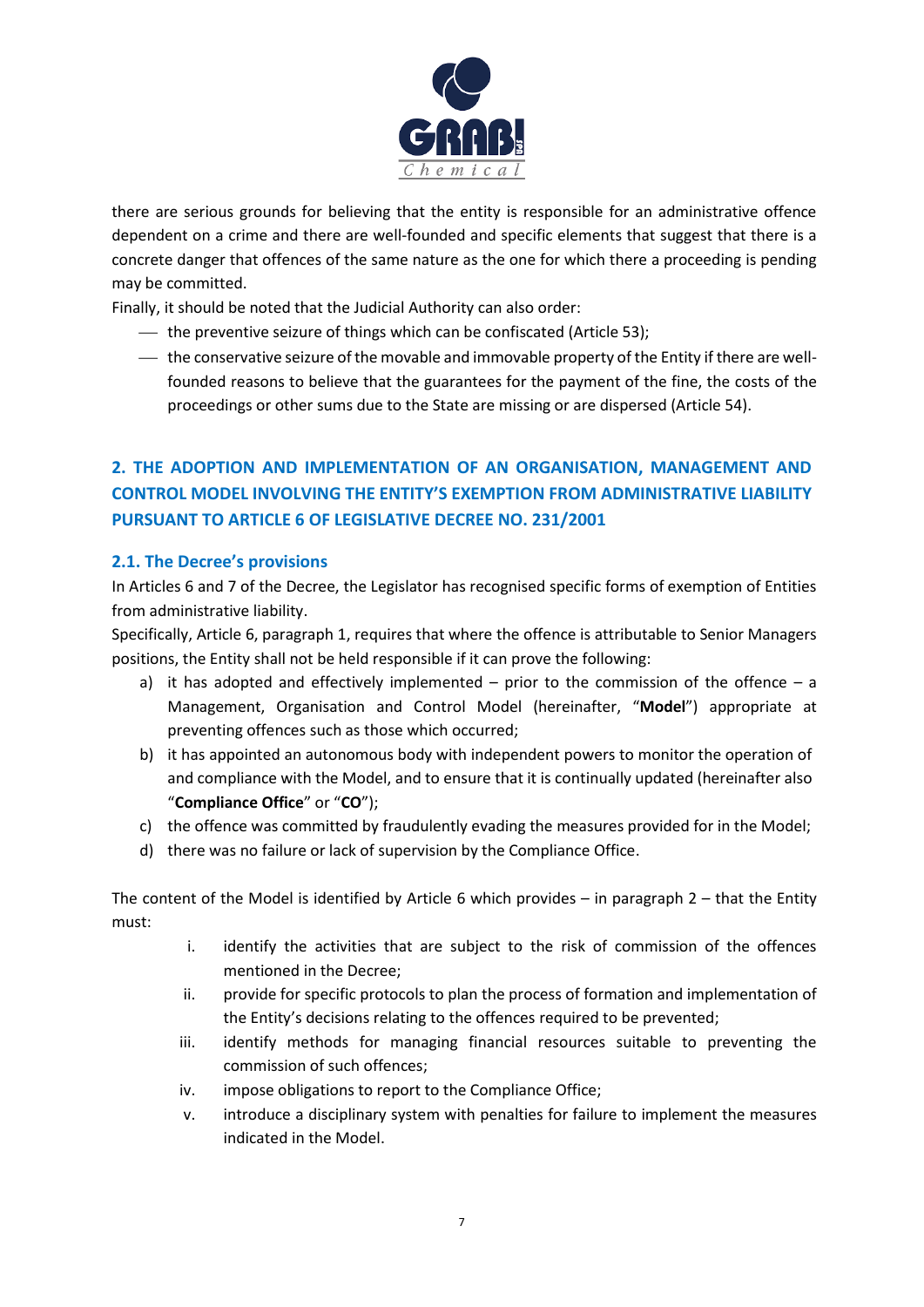there are serious grounds for believing that the entity is responsible for an administrative offence dependent on a crime and there are well-founded and specific elements that suggest that there is a concrete danger that offences of the same nature as the one for which there a proceeding is pending may be committed.

Finally, it should be noted that the Judicial Authority can also order:

- the preventive seizure of things which can be confiscated (Article 53);
- the conservative seizure of the movable and immovable property of the Entity if there are well-founded reasons to believe that the guarantees for the payment of the fine, the costs of the proceedings or other sums due to the State are missing or are dispersed (Article 54).

## 2. THE ADOPTION AND IMPLEMENTATION OF AN ORGANISATION, MANAGEMENT AND CONTROL MODEL INVOLVING THE ENTITY'S EXEMPTION FROM ADMINISTRATIVE LIABILITY PURSUANT TO ARTICLE 6 OF LEGISLATIVE DECREE NO. 231/2001

### 2.1. The Decree's provisions

In Articles 6 and 7 of the Decree, the Legislator has recognised specific forms of exemption of Entities from administrative liability.

Specifically, Article 6, paragraph 1, requires that where the offence is attributable to Senior Managers positions, the Entity shall not be held responsible if it can prove the following:

a) it has adopted and effectively implemented – prior to the commission of the offence – a Management, Organisation and Control Model (hereinafter, "**Model**") appropriate at preventing offences such as those which occurred;
b) it has appointed an autonomous body with independent powers to monitor the operation of and compliance with the Model, and to ensure that it is continually updated (hereinafter also "**Compliance Office**" or "**CO**");
c) the offence was committed by fraudulently evading the measures provided for in the Model;
d) there was no failure or lack of supervision by the Compliance Office.

The content of the Model is identified by Article 6 which provides – in paragraph 2 – that the Entity must:

i. identify the activities that are subject to the risk of commission of the offences mentioned in the Decree;
ii. provide for specific protocols to plan the process of formation and implementation of the Entity's decisions relating to the offences required to be prevented;
iii. identify methods for managing financial resources suitable to preventing the commission of such offences;
iv. impose obligations to report to the Compliance Office;
v. introduce a disciplinary system with penalties for failure to implement the measures indicated in the Model.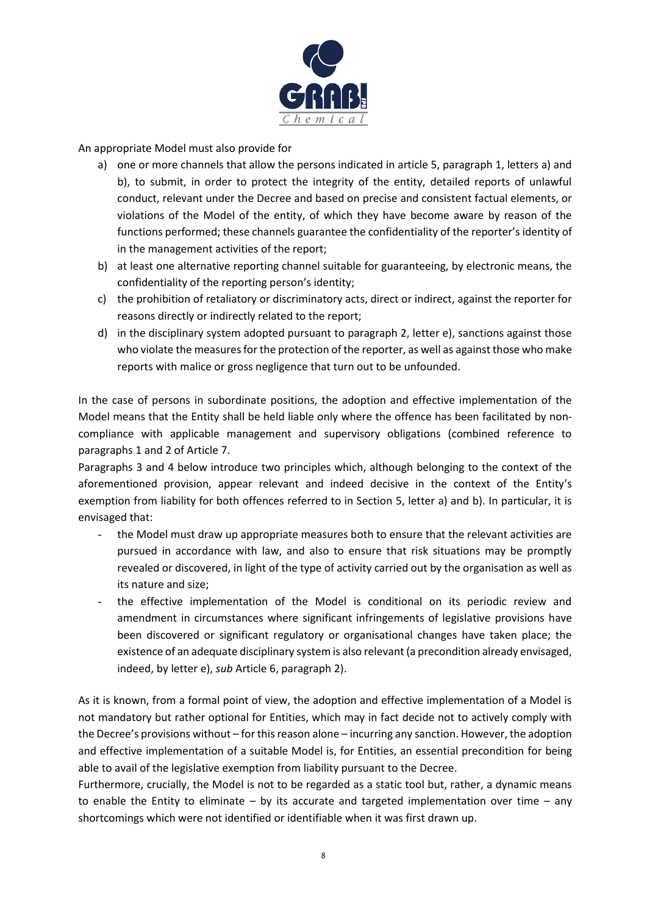An appropriate Model must also provide for

a) one or more channels that allow the persons indicated in article 5, paragraph 1, letters a) and b), to submit, in order to protect the integrity of the entity, detailed reports of unlawful conduct, relevant under the Decree and based on precise and consistent factual elements, or violations of the Model of the entity, of which they have become aware by reason of the functions performed; these channels guarantee the confidentiality of the reporter's identity of in the management activities of the report;
b) at least one alternative reporting channel suitable for guaranteeing, by electronic means, the confidentiality of the reporting person's identity;
c) the prohibition of retaliatory or discriminatory acts, direct or indirect, against the reporter for reasons directly or indirectly related to the report;
d) in the disciplinary system adopted pursuant to paragraph 2, letter e), sanctions against those who violate the measures for the protection of the reporter, as well as against those who make reports with malice or gross negligence that turn out to be unfounded.

In the case of persons in subordinate positions, the adoption and effective implementation of the Model means that the Entity shall be held liable only where the offence has been facilitated by non-compliance with applicable management and supervisory obligations (combined reference to paragraphs 1 and 2 of Article 7.

Paragraphs 3 and 4 below introduce two principles which, although belonging to the context of the aforementioned provision, appear relevant and indeed decisive in the context of the Entity's exemption from liability for both offences referred to in Section 5, letter a) and b). In particular, it is envisaged that:

- the Model must draw up appropriate measures both to ensure that the relevant activities are pursued in accordance with law, and also to ensure that risk situations may be promptly revealed or discovered, in light of the type of activity carried out by the organisation as well as its nature and size;
- the effective implementation of the Model is conditional on its periodic review and amendment in circumstances where significant infringements of legislative provisions have been discovered or significant regulatory or organisational changes have taken place; the existence of an adequate disciplinary system is also relevant (a precondition already envisaged, indeed, by letter e), *sub* Article 6, paragraph 2).

As it is known, from a formal point of view, the adoption and effective implementation of a Model is not mandatory but rather optional for Entities, which may in fact decide not to actively comply with the Decree's provisions without – for this reason alone – incurring any sanction. However, the adoption and effective implementation of a suitable Model is, for Entities, an essential precondition for being able to avail of the legislative exemption from liability pursuant to the Decree.

Furthermore, crucially, the Model is not to be regarded as a static tool but, rather, a dynamic means to enable the Entity to eliminate – by its accurate and targeted implementation over time – any shortcomings which were not identified or identifiable when it was first drawn up.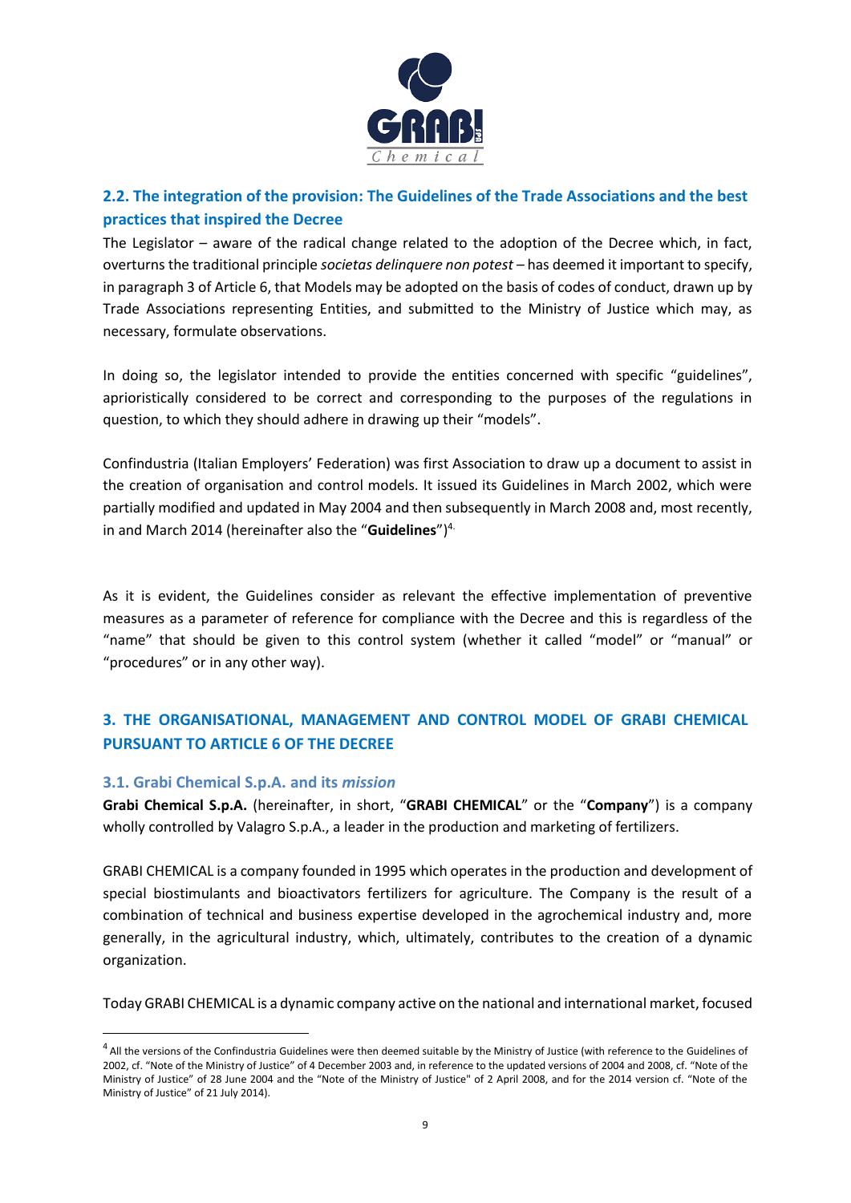## 2.2. The integration of the provision: The Guidelines of the Trade Associations and the best practices that inspired the Decree

The Legislator – aware of the radical change related to the adoption of the Decree which, in fact, overturns the traditional principle *societas delinquere non potest* – has deemed it important to specify, in paragraph 3 of Article 6, that Models may be adopted on the basis of codes of conduct, drawn up by Trade Associations representing Entities, and submitted to the Ministry of Justice which may, as necessary, formulate observations.

In doing so, the legislator intended to provide the entities concerned with specific "guidelines", aprioristically considered to be correct and corresponding to the purposes of the regulations in question, to which they should adhere in drawing up their "models".

Confindustria (Italian Employers' Federation) was first Association to draw up a document to assist in the creation of organisation and control models. It issued its Guidelines in March 2002, which were partially modified and updated in May 2004 and then subsequently in March 2008 and, most recently, in and March 2014 (hereinafter also the "**Guidelines**")[4].

As it is evident, the Guidelines consider as relevant the effective implementation of preventive measures as a parameter of reference for compliance with the Decree and this is regardless of the "name" that should be given to this control system (whether it called "model" or "manual" or "procedures" or in any other way).

# 3. THE ORGANISATIONAL, MANAGEMENT AND CONTROL MODEL OF GRABI CHEMICAL PURSUANT TO ARTICLE 6 OF THE DECREE

## 3.1. Grabi Chemical S.p.A. and its *mission*

**Grabi Chemical S.p.A.** (hereinafter, in short, "**GRABI CHEMICAL**" or the "**Company**") is a company wholly controlled by Valagro S.p.A., a leader in the production and marketing of fertilizers.

GRABI CHEMICAL is a company founded in 1995 which operates in the production and development of special biostimulants and bioactivators fertilizers for agriculture. The Company is the result of a combination of technical and business expertise developed in the agrochemical industry and, more generally, in the agricultural industry, which, ultimately, contributes to the creation of a dynamic organization.

Today GRABI CHEMICAL is a dynamic company active on the national and international market, focused

---

[4] All the versions of the Confindustria Guidelines were then deemed suitable by the Ministry of Justice (with reference to the Guidelines of 2002, cf. "Note of the Ministry of Justice" of 4 December 2003 and, in reference to the updated versions of 2004 and 2008, cf. "Note of the Ministry of Justice" of 28 June 2004 and the "Note of the Ministry of Justice" of 2 April 2008, and for the 2014 version cf. "Note of the Ministry of Justice" of 21 July 2014).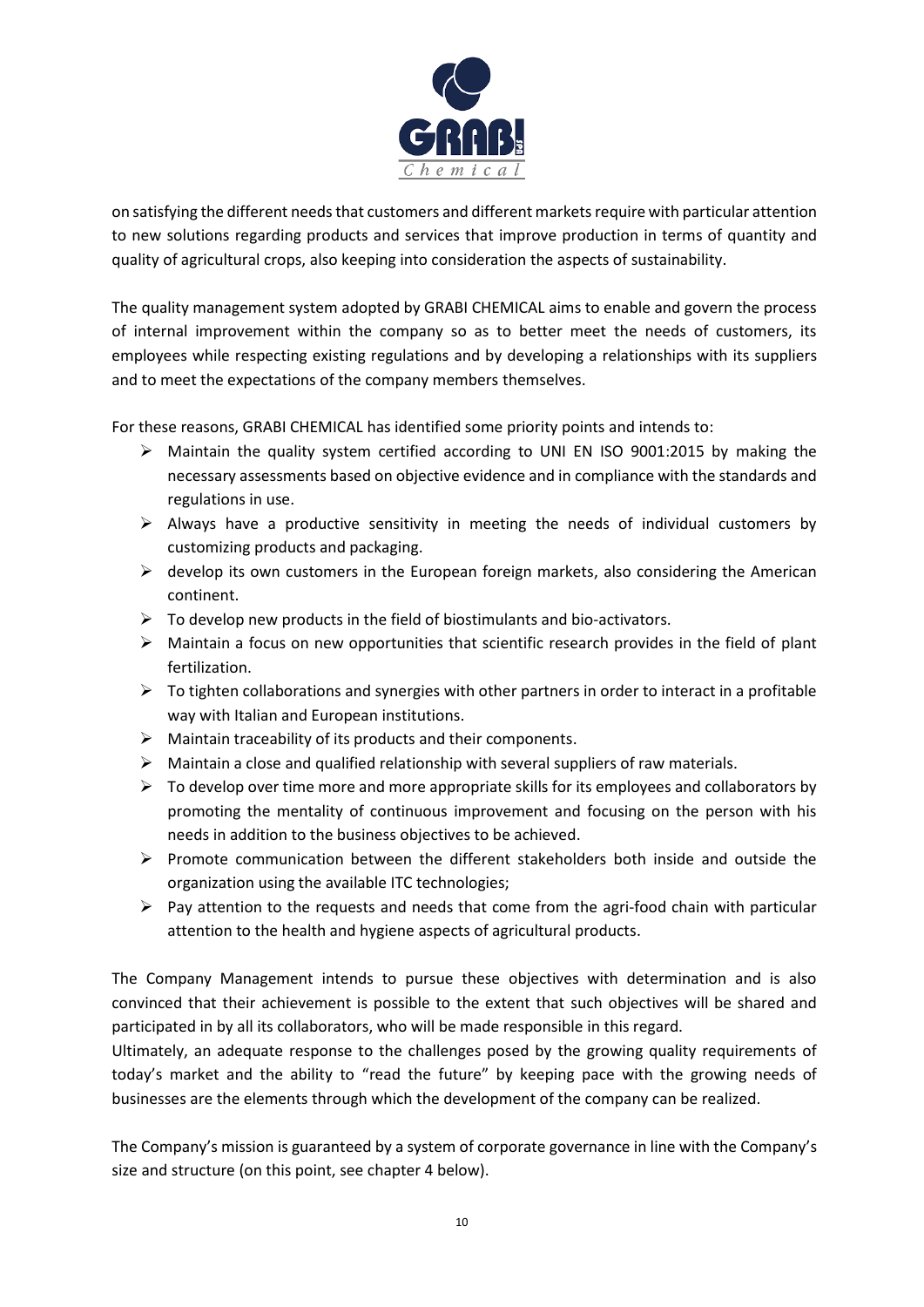on satisfying the different needs that customers and different markets require with particular attention to new solutions regarding products and services that improve production in terms of quantity and quality of agricultural crops, also keeping into consideration the aspects of sustainability.

The quality management system adopted by GRABI CHEMICAL aims to enable and govern the process of internal improvement within the company so as to better meet the needs of customers, its employees while respecting existing regulations and by developing a relationships with its suppliers and to meet the expectations of the company members themselves.

For these reasons, GRABI CHEMICAL has identified some priority points and intends to:

- Maintain the quality system certified according to UNI EN ISO 9001:2015 by making the necessary assessments based on objective evidence and in compliance with the standards and regulations in use.
- Always have a productive sensitivity in meeting the needs of individual customers by customizing products and packaging.
- develop its own customers in the European foreign markets, also considering the American continent.
- To develop new products in the field of biostimulants and bio-activators.
- Maintain a focus on new opportunities that scientific research provides in the field of plant fertilization.
- To tighten collaborations and synergies with other partners in order to interact in a profitable way with Italian and European institutions.
- Maintain traceability of its products and their components.
- Maintain a close and qualified relationship with several suppliers of raw materials.
- To develop over time more and more appropriate skills for its employees and collaborators by promoting the mentality of continuous improvement and focusing on the person with his needs in addition to the business objectives to be achieved.
- Promote communication between the different stakeholders both inside and outside the organization using the available ITC technologies;
- Pay attention to the requests and needs that come from the agri-food chain with particular attention to the health and hygiene aspects of agricultural products.

The Company Management intends to pursue these objectives with determination and is also convinced that their achievement is possible to the extent that such objectives will be shared and participated in by all its collaborators, who will be made responsible in this regard.
Ultimately, an adequate response to the challenges posed by the growing quality requirements of today's market and the ability to "read the future" by keeping pace with the growing needs of businesses are the elements through which the development of the company can be realized.

The Company's mission is guaranteed by a system of corporate governance in line with the Company's size and structure (on this point, see chapter 4 below).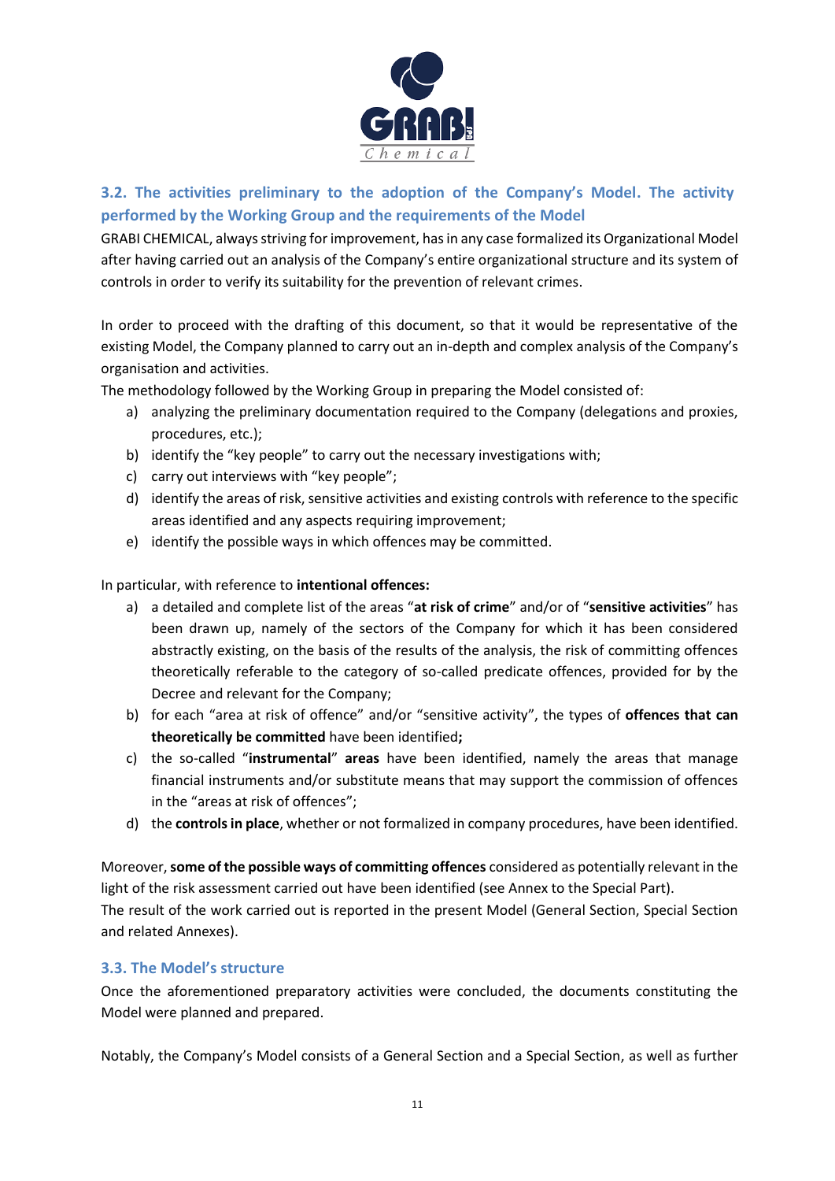### 3.2. The activities preliminary to the adoption of the Company's Model. The activity performed by the Working Group and the requirements of the Model

GRABI CHEMICAL, always striving for improvement, has in any case formalized its Organizational Model after having carried out an analysis of the Company's entire organizational structure and its system of controls in order to verify its suitability for the prevention of relevant crimes.

In order to proceed with the drafting of this document, so that it would be representative of the existing Model, the Company planned to carry out an in-depth and complex analysis of the Company's organisation and activities.

The methodology followed by the Working Group in preparing the Model consisted of:

a) analyzing the preliminary documentation required to the Company (delegations and proxies, procedures, etc.);
b) identify the "key people" to carry out the necessary investigations with;
c) carry out interviews with "key people";
d) identify the areas of risk, sensitive activities and existing controls with reference to the specific areas identified and any aspects requiring improvement;
e) identify the possible ways in which offences may be committed.

In particular, with reference to **intentional offences:**

a) a detailed and complete list of the areas "**at risk of crime**" and/or of "**sensitive activities**" has been drawn up, namely of the sectors of the Company for which it has been considered abstractly existing, on the basis of the results of the analysis, the risk of committing offences theoretically referable to the category of so-called predicate offences, provided for by the Decree and relevant for the Company;
b) for each "area at risk of offence" and/or "sensitive activity", the types of **offences that can theoretically be committed** have been identified**;**
c) the so-called "**instrumental**" **areas** have been identified, namely the areas that manage financial instruments and/or substitute means that may support the commission of offences in the "areas at risk of offences";
d) the **controls in place**, whether or not formalized in company procedures, have been identified.

Moreover, **some of the possible ways of committing offences** considered as potentially relevant in the light of the risk assessment carried out have been identified (see Annex to the Special Part).

The result of the work carried out is reported in the present Model (General Section, Special Section and related Annexes).

### 3.3. The Model's structure

Once the aforementioned preparatory activities were concluded, the documents constituting the Model were planned and prepared.

Notably, the Company's Model consists of a General Section and a Special Section, as well as further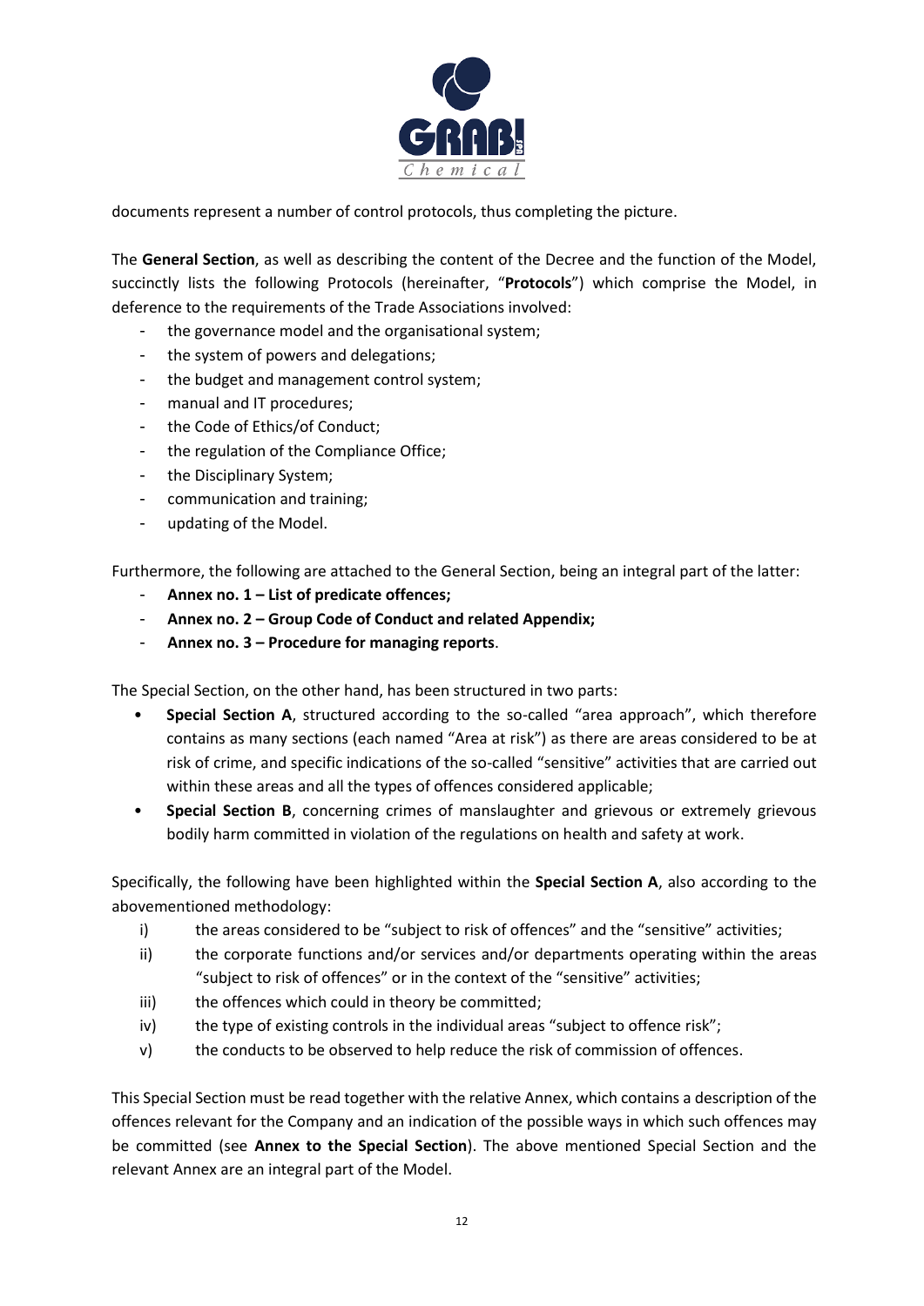documents represent a number of control protocols, thus completing the picture.

The **General Section**, as well as describing the content of the Decree and the function of the Model, succinctly lists the following Protocols (hereinafter, "**Protocols**") which comprise the Model, in deference to the requirements of the Trade Associations involved:

- the governance model and the organisational system;
- the system of powers and delegations;
- the budget and management control system;
- manual and IT procedures;
- the Code of Ethics/of Conduct;
- the regulation of the Compliance Office;
- the Disciplinary System;
- communication and training;
- updating of the Model.

Furthermore, the following are attached to the General Section, being an integral part of the latter:

- **Annex no. 1 – List of predicate offences;**
- **Annex no. 2 – Group Code of Conduct and related Appendix;**
- **Annex no. 3 – Procedure for managing reports**.

The Special Section, on the other hand, has been structured in two parts:

- **Special Section A**, structured according to the so-called "area approach", which therefore contains as many sections (each named "Area at risk") as there are areas considered to be at risk of crime, and specific indications of the so-called "sensitive" activities that are carried out within these areas and all the types of offences considered applicable;
- **Special Section B**, concerning crimes of manslaughter and grievous or extremely grievous bodily harm committed in violation of the regulations on health and safety at work.

Specifically, the following have been highlighted within the **Special Section A**, also according to the abovementioned methodology:

i) the areas considered to be "subject to risk of offences" and the "sensitive" activities;
ii) the corporate functions and/or services and/or departments operating within the areas "subject to risk of offences" or in the context of the "sensitive" activities;
iii) the offences which could in theory be committed;
iv) the type of existing controls in the individual areas "subject to offence risk";
v) the conducts to be observed to help reduce the risk of commission of offences.

This Special Section must be read together with the relative Annex, which contains a description of the offences relevant for the Company and an indication of the possible ways in which such offences may be committed (see **Annex to the Special Section**). The above mentioned Special Section and the relevant Annex are an integral part of the Model.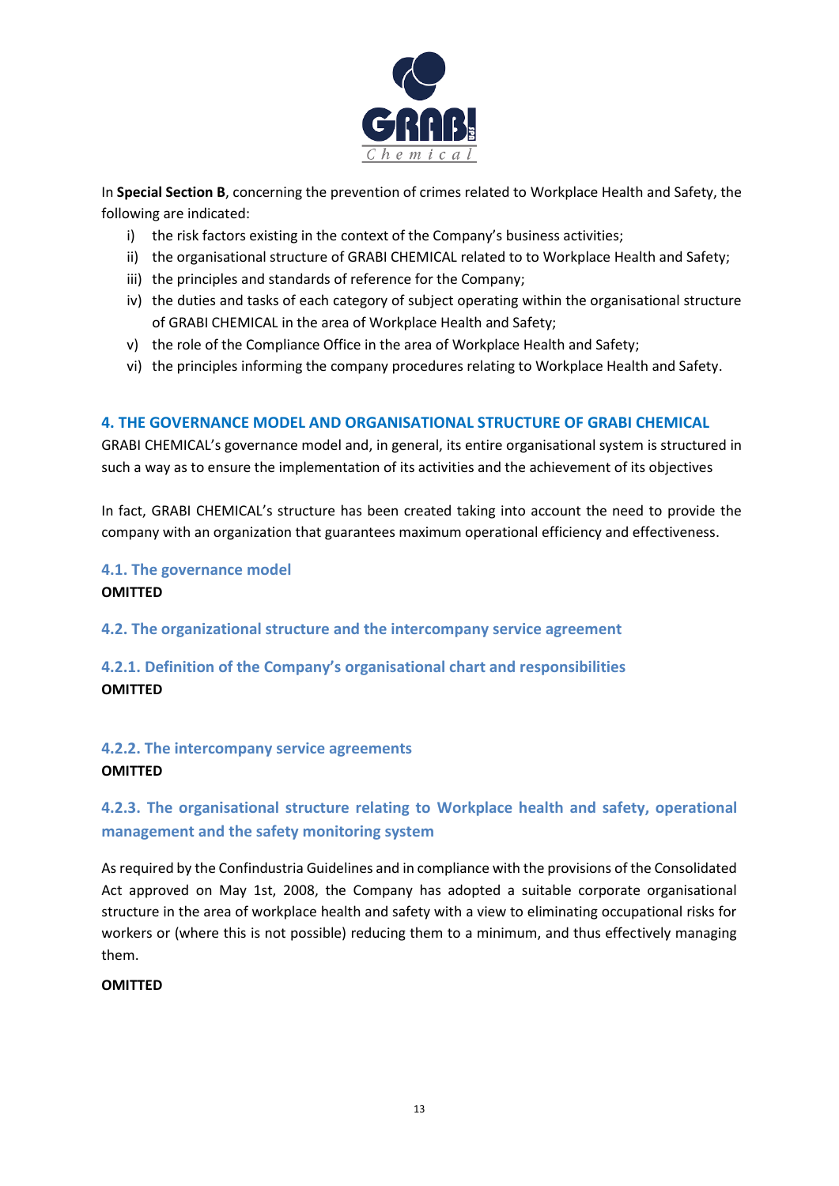In **Special Section B**, concerning the prevention of crimes related to Workplace Health and Safety, the following are indicated:

i) the risk factors existing in the context of the Company's business activities;
ii) the organisational structure of GRABI CHEMICAL related to to Workplace Health and Safety;
iii) the principles and standards of reference for the Company;
iv) the duties and tasks of each category of subject operating within the organisational structure of GRABI CHEMICAL in the area of Workplace Health and Safety;
v) the role of the Compliance Office in the area of Workplace Health and Safety;
vi) the principles informing the company procedures relating to Workplace Health and Safety.

## 4. THE GOVERNANCE MODEL AND ORGANISATIONAL STRUCTURE OF GRABI CHEMICAL

GRABI CHEMICAL's governance model and, in general, its entire organisational system is structured in such a way as to ensure the implementation of its activities and the achievement of its objectives

In fact, GRABI CHEMICAL's structure has been created taking into account the need to provide the company with an organization that guarantees maximum operational efficiency and effectiveness.

### 4.1. The governance model

**OMITTED**

### 4.2. The organizational structure and the intercompany service agreement

#### 4.2.1. Definition of the Company's organisational chart and responsibilities

**OMITTED**

#### 4.2.2. The intercompany service agreements

**OMITTED**

#### 4.2.3. The organisational structure relating to Workplace health and safety, operational management and the safety monitoring system

As required by the Confindustria Guidelines and in compliance with the provisions of the Consolidated Act approved on May 1st, 2008, the Company has adopted a suitable corporate organisational structure in the area of workplace health and safety with a view to eliminating occupational risks for workers or (where this is not possible) reducing them to a minimum, and thus effectively managing them.

**OMITTED**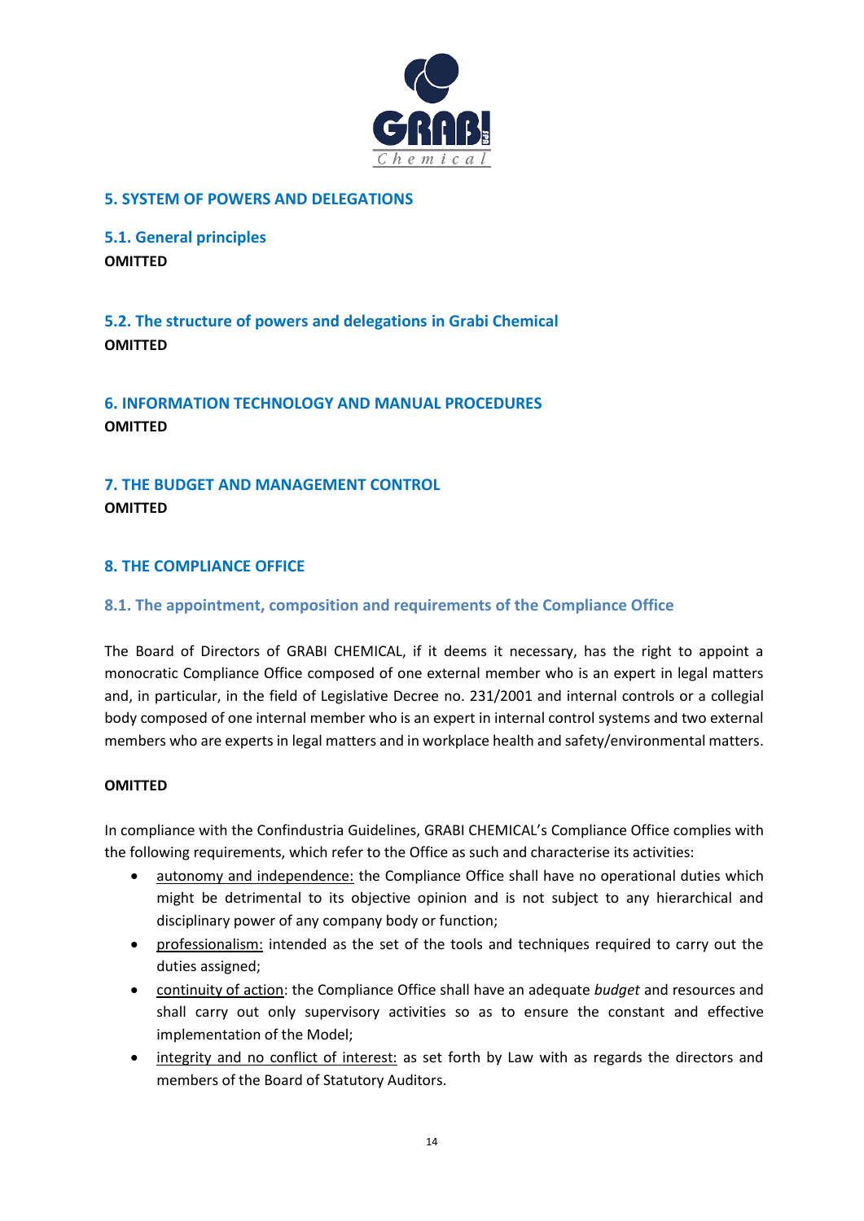## 5. SYSTEM OF POWERS AND DELEGATIONS

### 5.1. General principles

**OMITTED**

### 5.2. The structure of powers and delegations in Grabi Chemical

**OMITTED**

## 6. INFORMATION TECHNOLOGY AND MANUAL PROCEDURES

**OMITTED**

## 7. THE BUDGET AND MANAGEMENT CONTROL

**OMITTED**

## 8. THE COMPLIANCE OFFICE

### 8.1. The appointment, composition and requirements of the Compliance Office

The Board of Directors of GRABI CHEMICAL, if it deems it necessary, has the right to appoint a monocratic Compliance Office composed of one external member who is an expert in legal matters and, in particular, in the field of Legislative Decree no. 231/2001 and internal controls or a collegial body composed of one internal member who is an expert in internal control systems and two external members who are experts in legal matters and in workplace health and safety/environmental matters.

**OMITTED**

In compliance with the Confindustria Guidelines, GRABI CHEMICAL's Compliance Office complies with the following requirements, which refer to the Office as such and characterise its activities:

- autonomy and independence: the Compliance Office shall have no operational duties which might be detrimental to its objective opinion and is not subject to any hierarchical and disciplinary power of any company body or function;
- professionalism: intended as the set of the tools and techniques required to carry out the duties assigned;
- continuity of action: the Compliance Office shall have an adequate *budget* and resources and shall carry out only supervisory activities so as to ensure the constant and effective implementation of the Model;
- integrity and no conflict of interest: as set forth by Law with as regards the directors and members of the Board of Statutory Auditors.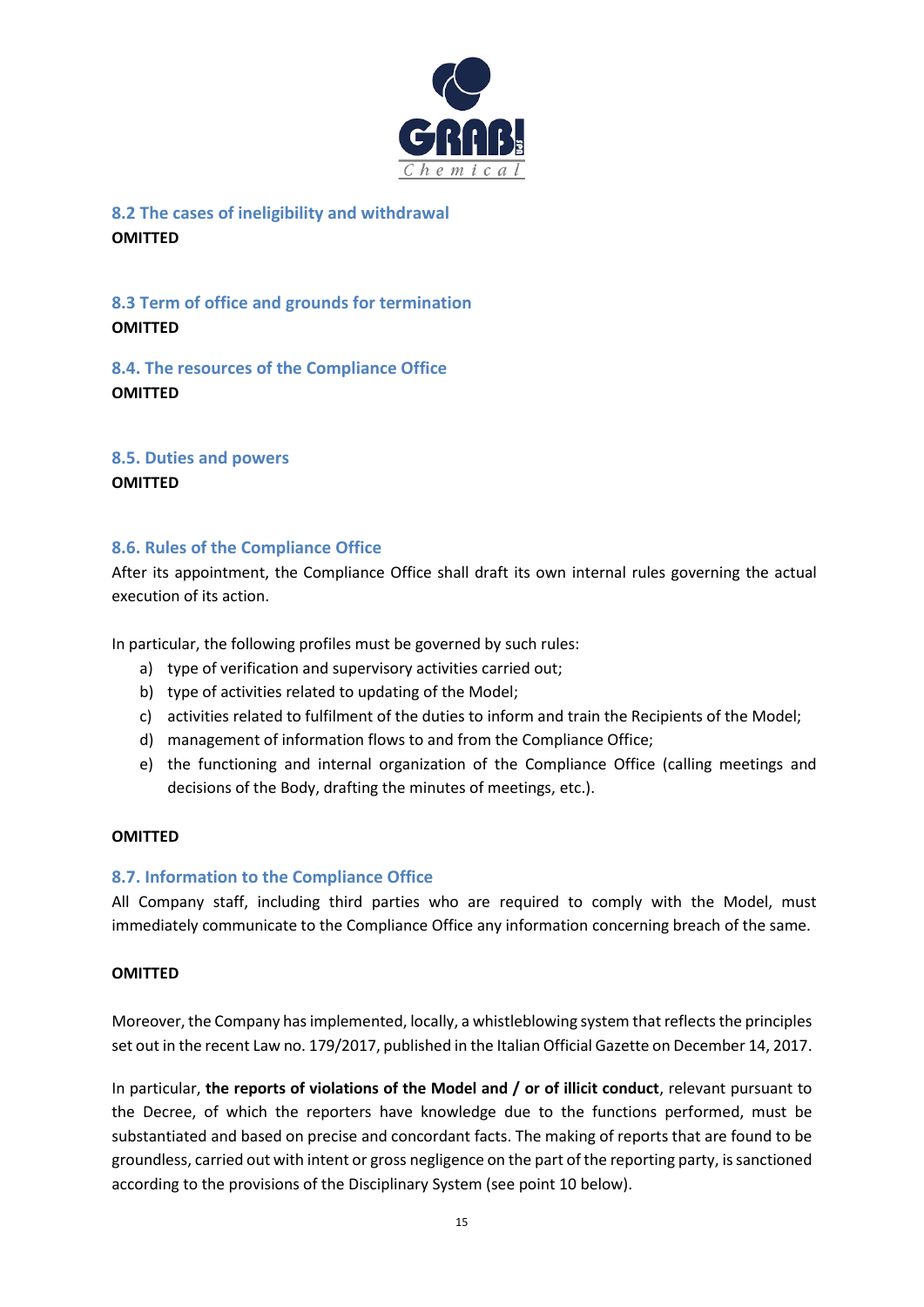### 8.2 The cases of ineligibility and withdrawal

**OMITTED**

### 8.3 Term of office and grounds for termination

**OMITTED**

### 8.4. The resources of the Compliance Office

**OMITTED**

### 8.5. Duties and powers

**OMITTED**

### 8.6. Rules of the Compliance Office

After its appointment, the Compliance Office shall draft its own internal rules governing the actual execution of its action.

In particular, the following profiles must be governed by such rules:

a) type of verification and supervisory activities carried out;
b) type of activities related to updating of the Model;
c) activities related to fulfilment of the duties to inform and train the Recipients of the Model;
d) management of information flows to and from the Compliance Office;
e) the functioning and internal organization of the Compliance Office (calling meetings and decisions of the Body, drafting the minutes of meetings, etc.).

**OMITTED**

### 8.7. Information to the Compliance Office

All Company staff, including third parties who are required to comply with the Model, must immediately communicate to the Compliance Office any information concerning breach of the same.

**OMITTED**

Moreover, the Company has implemented, locally, a whistleblowing system that reflects the principles set out in the recent Law no. 179/2017, published in the Italian Official Gazette on December 14, 2017.

In particular, **the reports of violations of the Model and / or of illicit conduct**, relevant pursuant to the Decree, of which the reporters have knowledge due to the functions performed, must be substantiated and based on precise and concordant facts. The making of reports that are found to be groundless, carried out with intent or gross negligence on the part of the reporting party, is sanctioned according to the provisions of the Disciplinary System (see point 10 below).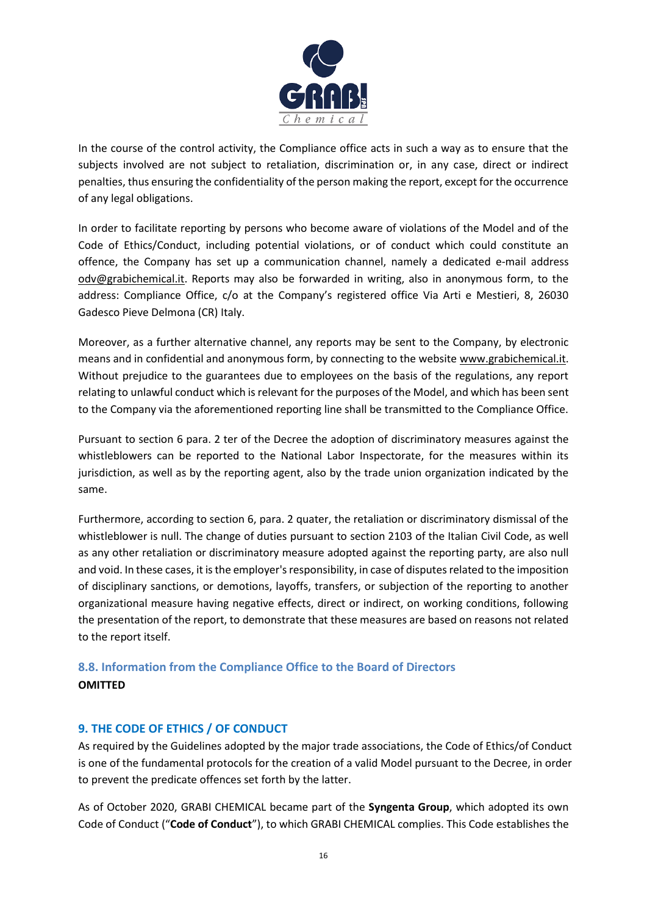In the course of the control activity, the Compliance office acts in such a way as to ensure that the subjects involved are not subject to retaliation, discrimination or, in any case, direct or indirect penalties, thus ensuring the confidentiality of the person making the report, except for the occurrence of any legal obligations.

In order to facilitate reporting by persons who become aware of violations of the Model and of the Code of Ethics/Conduct, including potential violations, or of conduct which could constitute an offence, the Company has set up a communication channel, namely a dedicated e-mail address odv@grabichemical.it. Reports may also be forwarded in writing, also in anonymous form, to the address: Compliance Office, c/o at the Company's registered office Via Arti e Mestieri, 8, 26030 Gadesco Pieve Delmona (CR) Italy.

Moreover, as a further alternative channel, any reports may be sent to the Company, by electronic means and in confidential and anonymous form, by connecting to the website www.grabichemical.it. Without prejudice to the guarantees due to employees on the basis of the regulations, any report relating to unlawful conduct which is relevant for the purposes of the Model, and which has been sent to the Company via the aforementioned reporting line shall be transmitted to the Compliance Office.

Pursuant to section 6 para. 2 ter of the Decree the adoption of discriminatory measures against the whistleblowers can be reported to the National Labor Inspectorate, for the measures within its jurisdiction, as well as by the reporting agent, also by the trade union organization indicated by the same.

Furthermore, according to section 6, para. 2 quater, the retaliation or discriminatory dismissal of the whistleblower is null. The change of duties pursuant to section 2103 of the Italian Civil Code, as well as any other retaliation or discriminatory measure adopted against the reporting party, are also null and void. In these cases, it is the employer's responsibility, in case of disputes related to the imposition of disciplinary sanctions, or demotions, layoffs, transfers, or subjection of the reporting to another organizational measure having negative effects, direct or indirect, on working conditions, following the presentation of the report, to demonstrate that these measures are based on reasons not related to the report itself.

### 8.8. Information from the Compliance Office to the Board of Directors

**OMITTED**

## 9. THE CODE OF ETHICS / OF CONDUCT

As required by the Guidelines adopted by the major trade associations, the Code of Ethics/of Conduct is one of the fundamental protocols for the creation of a valid Model pursuant to the Decree, in order to prevent the predicate offences set forth by the latter.

As of October 2020, GRABI CHEMICAL became part of the **Syngenta Group**, which adopted its own Code of Conduct ("**Code of Conduct**"), to which GRABI CHEMICAL complies. This Code establishes the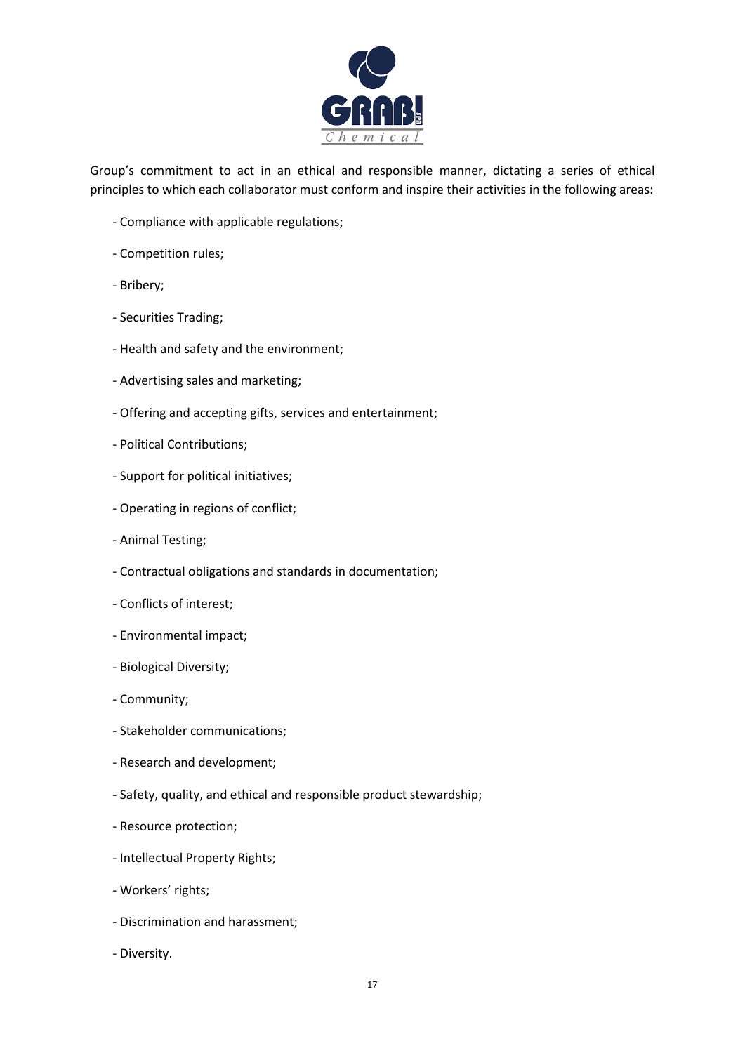Group's commitment to act in an ethical and responsible manner, dictating a series of ethical principles to which each collaborator must conform and inspire their activities in the following areas:

- Compliance with applicable regulations;
- Competition rules;
- Bribery;
- Securities Trading;
- Health and safety and the environment;
- Advertising sales and marketing;
- Offering and accepting gifts, services and entertainment;
- Political Contributions;
- Support for political initiatives;
- Operating in regions of conflict;
- Animal Testing;
- Contractual obligations and standards in documentation;
- Conflicts of interest;
- Environmental impact;
- Biological Diversity;
- Community;
- Stakeholder communications;
- Research and development;
- Safety, quality, and ethical and responsible product stewardship;
- Resource protection;
- Intellectual Property Rights;
- Workers' rights;
- Discrimination and harassment;
- Diversity.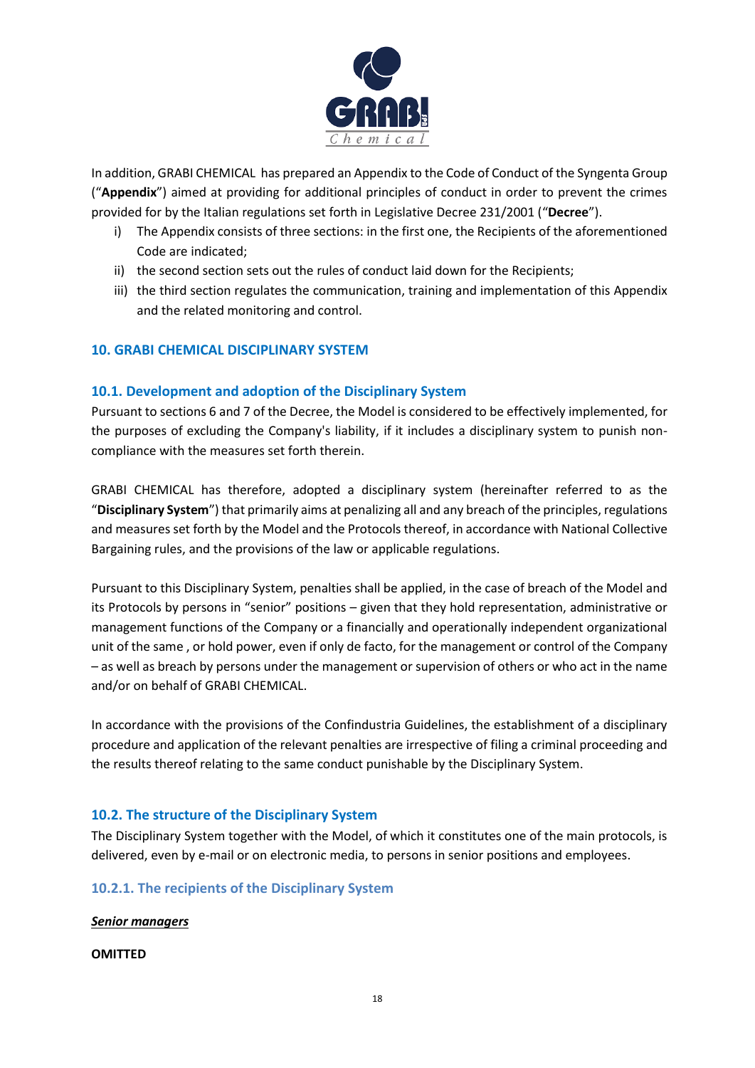In addition, GRABI CHEMICAL has prepared an Appendix to the Code of Conduct of the Syngenta Group ("**Appendix**") aimed at providing for additional principles of conduct in order to prevent the crimes provided for by the Italian regulations set forth in Legislative Decree 231/2001 ("**Decree**").

i) The Appendix consists of three sections: in the first one, the Recipients of the aforementioned Code are indicated;
ii) the second section sets out the rules of conduct laid down for the Recipients;
iii) the third section regulates the communication, training and implementation of this Appendix and the related monitoring and control.

## 10. GRABI CHEMICAL DISCIPLINARY SYSTEM

### 10.1. Development and adoption of the Disciplinary System

Pursuant to sections 6 and 7 of the Decree, the Model is considered to be effectively implemented, for the purposes of excluding the Company's liability, if it includes a disciplinary system to punish non-compliance with the measures set forth therein.

GRABI CHEMICAL has therefore, adopted a disciplinary system (hereinafter referred to as the "**Disciplinary System**") that primarily aims at penalizing all and any breach of the principles, regulations and measures set forth by the Model and the Protocols thereof, in accordance with National Collective Bargaining rules, and the provisions of the law or applicable regulations.

Pursuant to this Disciplinary System, penalties shall be applied, in the case of breach of the Model and its Protocols by persons in "senior" positions – given that they hold representation, administrative or management functions of the Company or a financially and operationally independent organizational unit of the same , or hold power, even if only de facto, for the management or control of the Company – as well as breach by persons under the management or supervision of others or who act in the name and/or on behalf of GRABI CHEMICAL.

In accordance with the provisions of the Confindustria Guidelines, the establishment of a disciplinary procedure and application of the relevant penalties are irrespective of filing a criminal proceeding and the results thereof relating to the same conduct punishable by the Disciplinary System.

### 10.2. The structure of the Disciplinary System

The Disciplinary System together with the Model, of which it constitutes one of the main protocols, is delivered, even by e-mail or on electronic media, to persons in senior positions and employees.

#### 10.2.1. The recipients of the Disciplinary System

***Senior managers***

**OMITTED**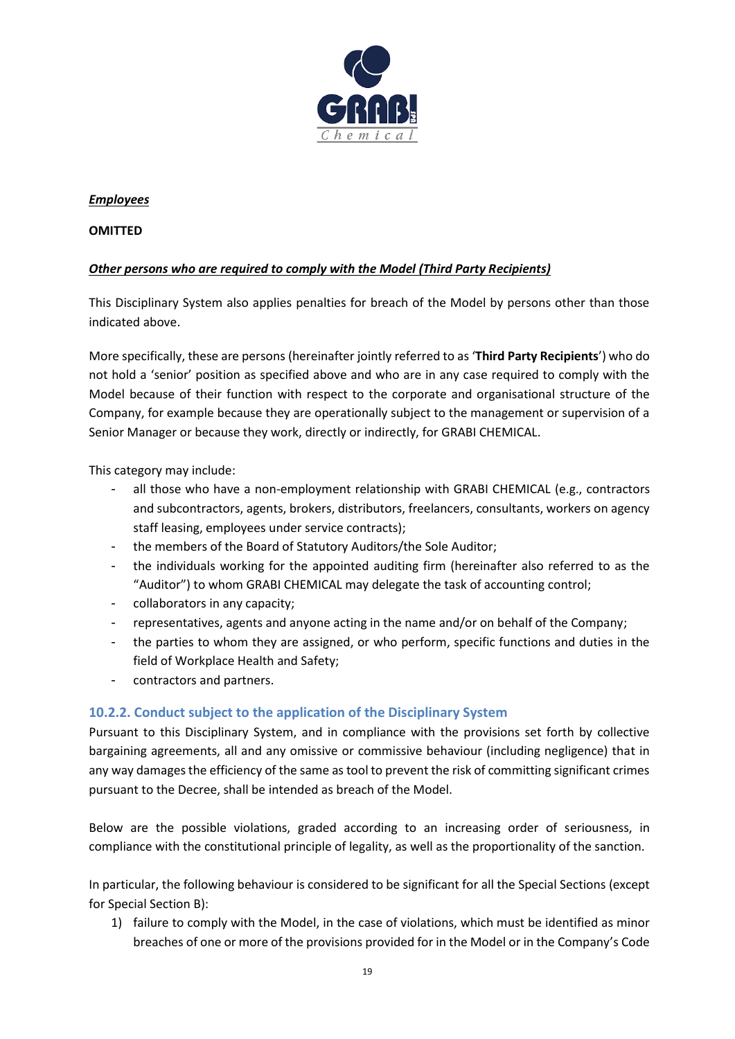***Employees***

**OMITTED**

***Other persons who are required to comply with the Model (Third Party Recipients)***

This Disciplinary System also applies penalties for breach of the Model by persons other than those indicated above.

More specifically, these are persons (hereinafter jointly referred to as '**Third Party Recipients**') who do not hold a 'senior' position as specified above and who are in any case required to comply with the Model because of their function with respect to the corporate and organisational structure of the Company, for example because they are operationally subject to the management or supervision of a Senior Manager or because they work, directly or indirectly, for GRABI CHEMICAL.

This category may include:

- all those who have a non-employment relationship with GRABI CHEMICAL (e.g., contractors and subcontractors, agents, brokers, distributors, freelancers, consultants, workers on agency staff leasing, employees under service contracts);
- the members of the Board of Statutory Auditors/the Sole Auditor;
- the individuals working for the appointed auditing firm (hereinafter also referred to as the "Auditor") to whom GRABI CHEMICAL may delegate the task of accounting control;
- collaborators in any capacity;
- representatives, agents and anyone acting in the name and/or on behalf of the Company;
- the parties to whom they are assigned, or who perform, specific functions and duties in the field of Workplace Health and Safety;
- contractors and partners.

### 10.2.2. Conduct subject to the application of the Disciplinary System

Pursuant to this Disciplinary System, and in compliance with the provisions set forth by collective bargaining agreements, all and any omissive or commissive behaviour (including negligence) that in any way damages the efficiency of the same as tool to prevent the risk of committing significant crimes pursuant to the Decree, shall be intended as breach of the Model.

Below are the possible violations, graded according to an increasing order of seriousness, in compliance with the constitutional principle of legality, as well as the proportionality of the sanction.

In particular, the following behaviour is considered to be significant for all the Special Sections (except for Special Section B):

1) failure to comply with the Model, in the case of violations, which must be identified as minor breaches of one or more of the provisions provided for in the Model or in the Company's Code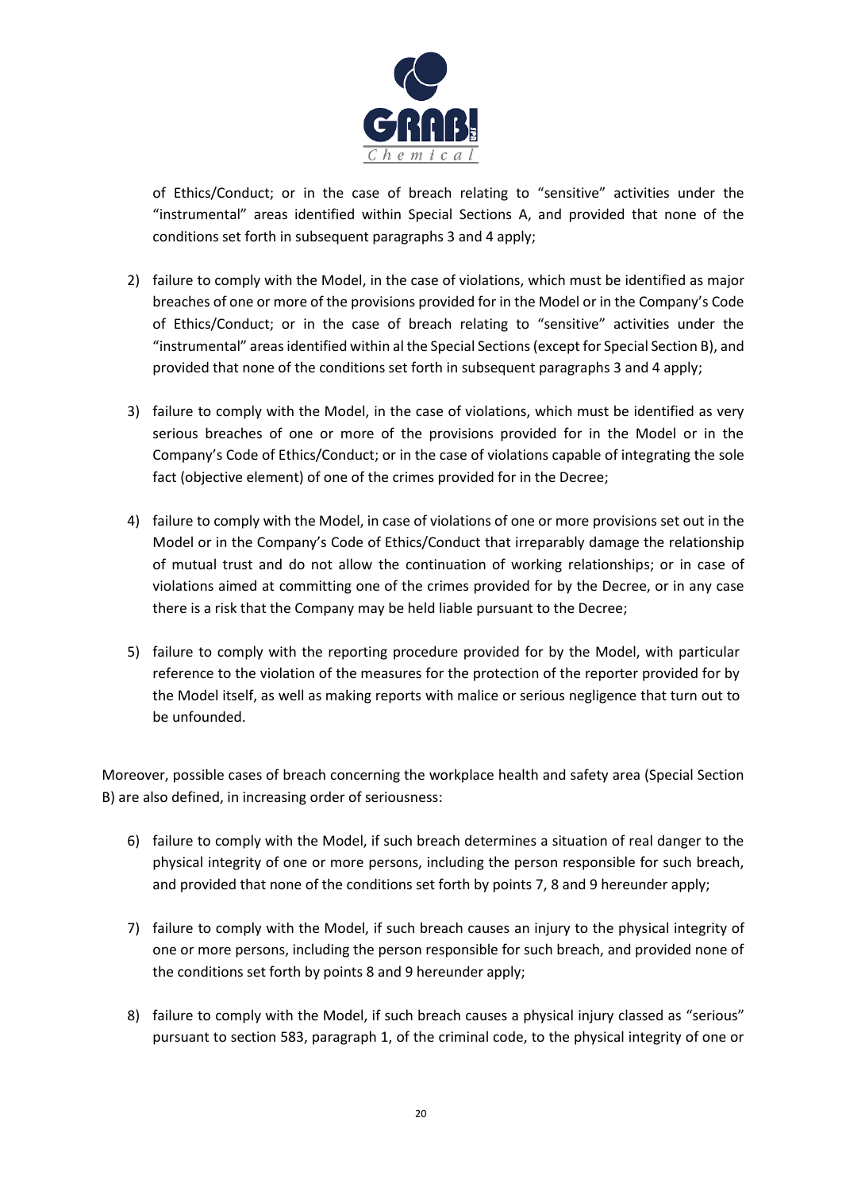of Ethics/Conduct; or in the case of breach relating to "sensitive" activities under the "instrumental" areas identified within Special Sections A, and provided that none of the conditions set forth in subsequent paragraphs 3 and 4 apply;

2) failure to comply with the Model, in the case of violations, which must be identified as major breaches of one or more of the provisions provided for in the Model or in the Company's Code of Ethics/Conduct; or in the case of breach relating to "sensitive" activities under the "instrumental" areas identified within al the Special Sections (except for Special Section B), and provided that none of the conditions set forth in subsequent paragraphs 3 and 4 apply;

3) failure to comply with the Model, in the case of violations, which must be identified as very serious breaches of one or more of the provisions provided for in the Model or in the Company's Code of Ethics/Conduct; or in the case of violations capable of integrating the sole fact (objective element) of one of the crimes provided for in the Decree;

4) failure to comply with the Model, in case of violations of one or more provisions set out in the Model or in the Company's Code of Ethics/Conduct that irreparably damage the relationship of mutual trust and do not allow the continuation of working relationships; or in case of violations aimed at committing one of the crimes provided for by the Decree, or in any case there is a risk that the Company may be held liable pursuant to the Decree;

5) failure to comply with the reporting procedure provided for by the Model, with particular reference to the violation of the measures for the protection of the reporter provided for by the Model itself, as well as making reports with malice or serious negligence that turn out to be unfounded.

Moreover, possible cases of breach concerning the workplace health and safety area (Special Section B) are also defined, in increasing order of seriousness:

6) failure to comply with the Model, if such breach determines a situation of real danger to the physical integrity of one or more persons, including the person responsible for such breach, and provided that none of the conditions set forth by points 7, 8 and 9 hereunder apply;

7) failure to comply with the Model, if such breach causes an injury to the physical integrity of one or more persons, including the person responsible for such breach, and provided none of the conditions set forth by points 8 and 9 hereunder apply;

8) failure to comply with the Model, if such breach causes a physical injury classed as "serious" pursuant to section 583, paragraph 1, of the criminal code, to the physical integrity of one or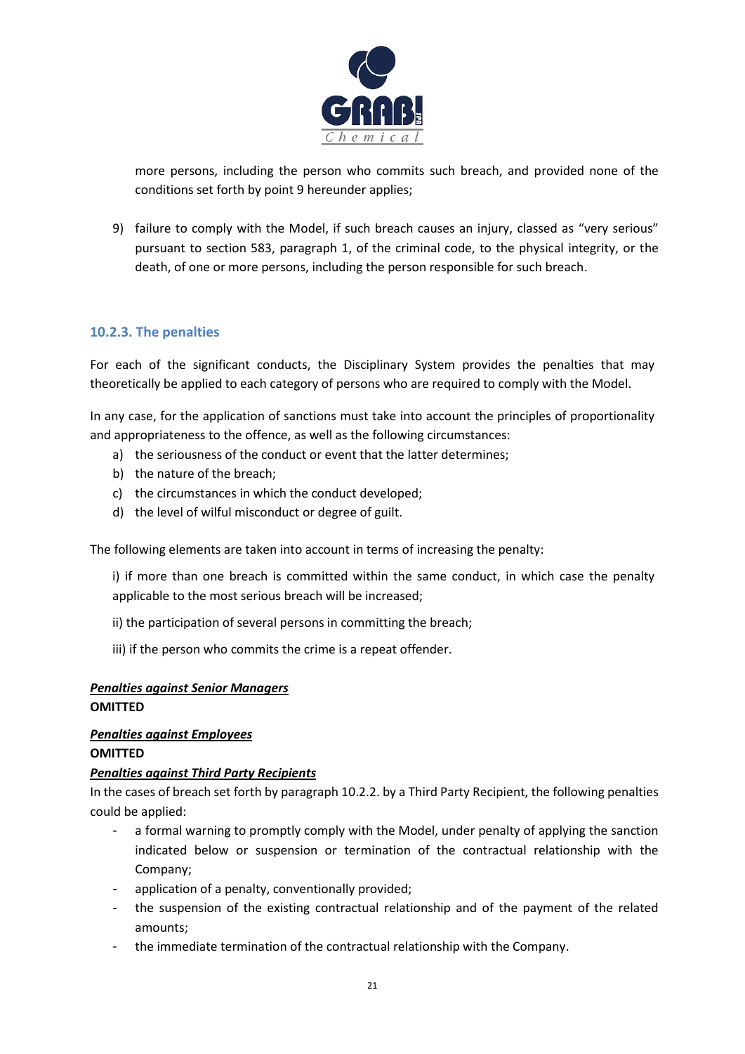more persons, including the person who commits such breach, and provided none of the conditions set forth by point 9 hereunder applies;

9) failure to comply with the Model, if such breach causes an injury, classed as "very serious" pursuant to section 583, paragraph 1, of the criminal code, to the physical integrity, or the death, of one or more persons, including the person responsible for such breach.

### 10.2.3. The penalties

For each of the significant conducts, the Disciplinary System provides the penalties that may theoretically be applied to each category of persons who are required to comply with the Model.

In any case, for the application of sanctions must take into account the principles of proportionality and appropriateness to the offence, as well as the following circumstances:

a) the seriousness of the conduct or event that the latter determines;
b) the nature of the breach;
c) the circumstances in which the conduct developed;
d) the level of wilful misconduct or degree of guilt.

The following elements are taken into account in terms of increasing the penalty:

i) if more than one breach is committed within the same conduct, in which case the penalty applicable to the most serious breach will be increased;

ii) the participation of several persons in committing the breach;

iii) if the person who commits the crime is a repeat offender.

***Penalties against Senior Managers***
**OMITTED**

***Penalties against Employees***
**OMITTED**

***Penalties against Third Party Recipients***
In the cases of breach set forth by paragraph 10.2.2. by a Third Party Recipient, the following penalties could be applied:

- a formal warning to promptly comply with the Model, under penalty of applying the sanction indicated below or suspension or termination of the contractual relationship with the Company;
- application of a penalty, conventionally provided;
- the suspension of the existing contractual relationship and of the payment of the related amounts;
- the immediate termination of the contractual relationship with the Company.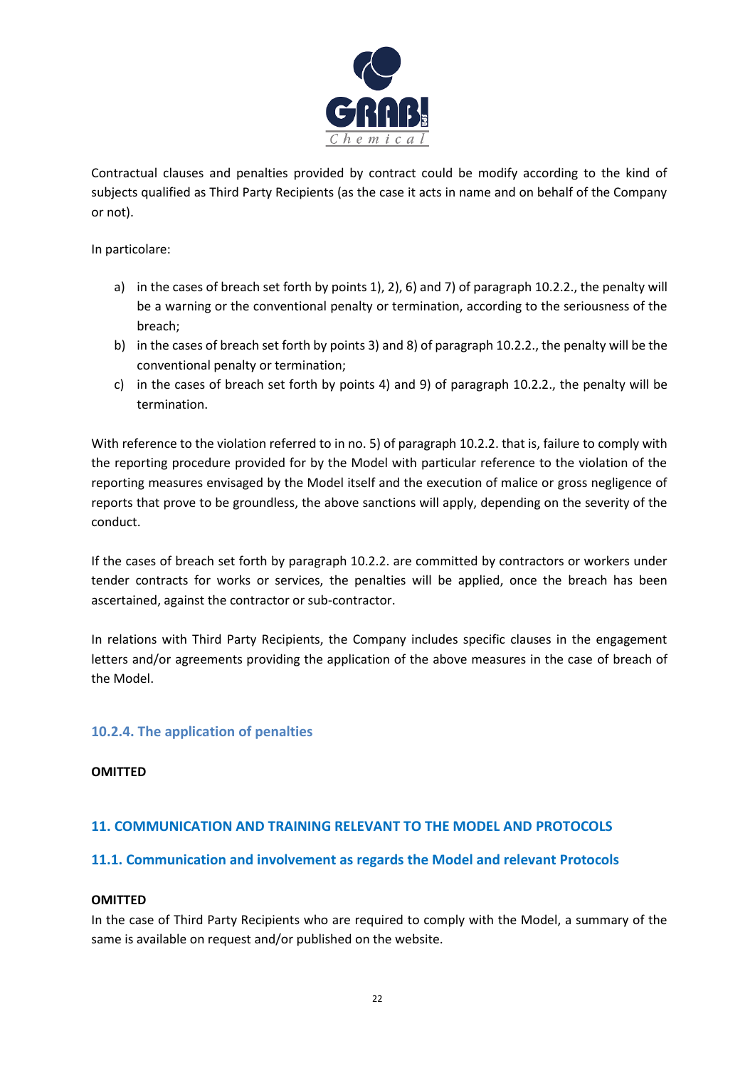Contractual clauses and penalties provided by contract could be modify according to the kind of subjects qualified as Third Party Recipients (as the case it acts in name and on behalf of the Company or not).

In particolare:

a) in the cases of breach set forth by points 1), 2), 6) and 7) of paragraph 10.2.2., the penalty will be a warning or the conventional penalty or termination, according to the seriousness of the breach;
b) in the cases of breach set forth by points 3) and 8) of paragraph 10.2.2., the penalty will be the conventional penalty or termination;
c) in the cases of breach set forth by points 4) and 9) of paragraph 10.2.2., the penalty will be termination.

With reference to the violation referred to in no. 5) of paragraph 10.2.2. that is, failure to comply with the reporting procedure provided for by the Model with particular reference to the violation of the reporting measures envisaged by the Model itself and the execution of malice or gross negligence of reports that prove to be groundless, the above sanctions will apply, depending on the severity of the conduct.

If the cases of breach set forth by paragraph 10.2.2. are committed by contractors or workers under tender contracts for works or services, the penalties will be applied, once the breach has been ascertained, against the contractor or sub-contractor.

In relations with Third Party Recipients, the Company includes specific clauses in the engagement letters and/or agreements providing the application of the above measures in the case of breach of the Model.

### 10.2.4. The application of penalties

**OMITTED**

## 11. COMMUNICATION AND TRAINING RELEVANT TO THE MODEL AND PROTOCOLS

### 11.1. Communication and involvement as regards the Model and relevant Protocols

**OMITTED**

In the case of Third Party Recipients who are required to comply with the Model, a summary of the same is available on request and/or published on the website.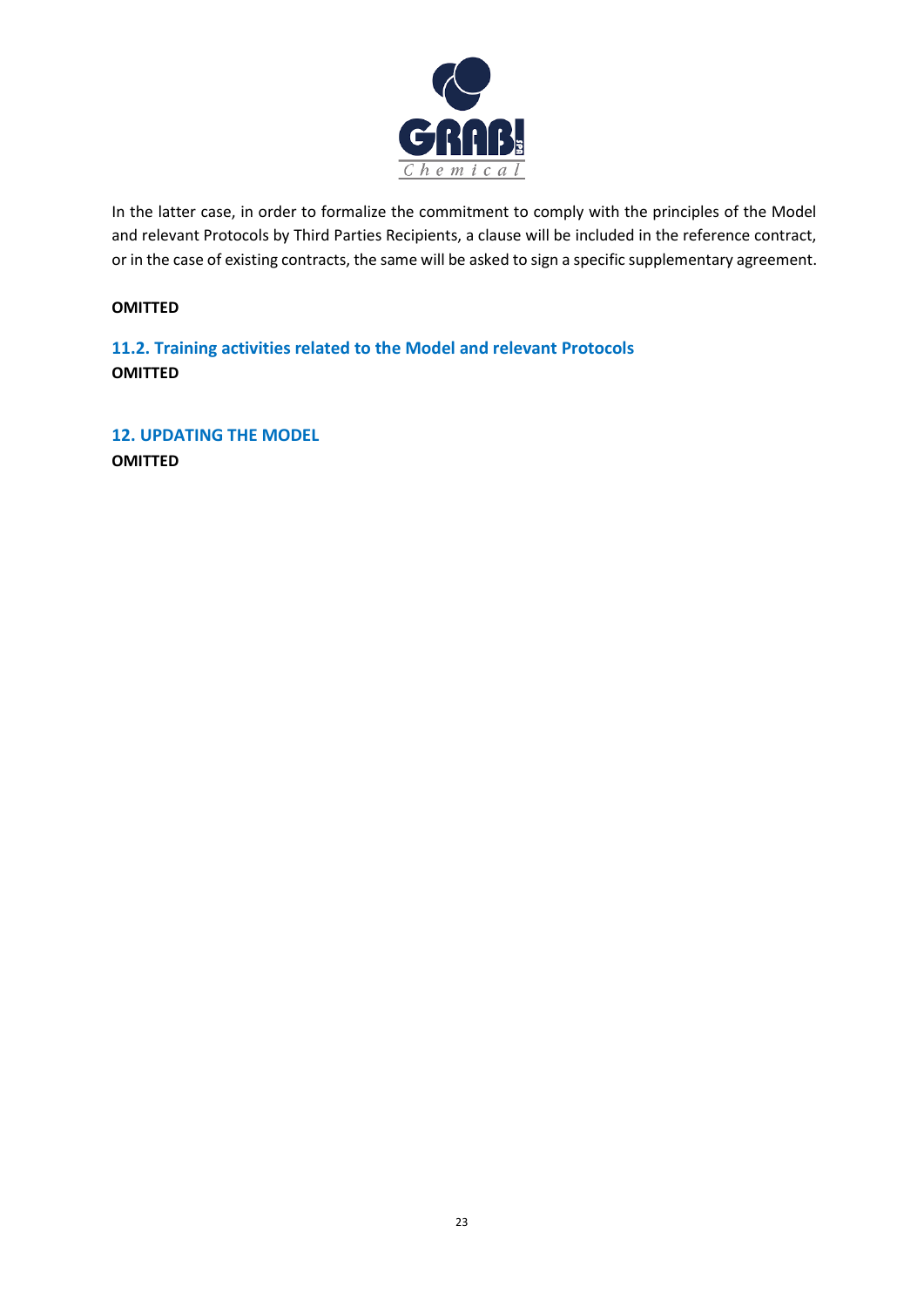In the latter case, in order to formalize the commitment to comply with the principles of the Model and relevant Protocols by Third Parties Recipients, a clause will be included in the reference contract, or in the case of existing contracts, the same will be asked to sign a specific supplementary agreement.

**OMITTED**

### 11.2. Training activities related to the Model and relevant Protocols

**OMITTED**

## 12. UPDATING THE MODEL

**OMITTED**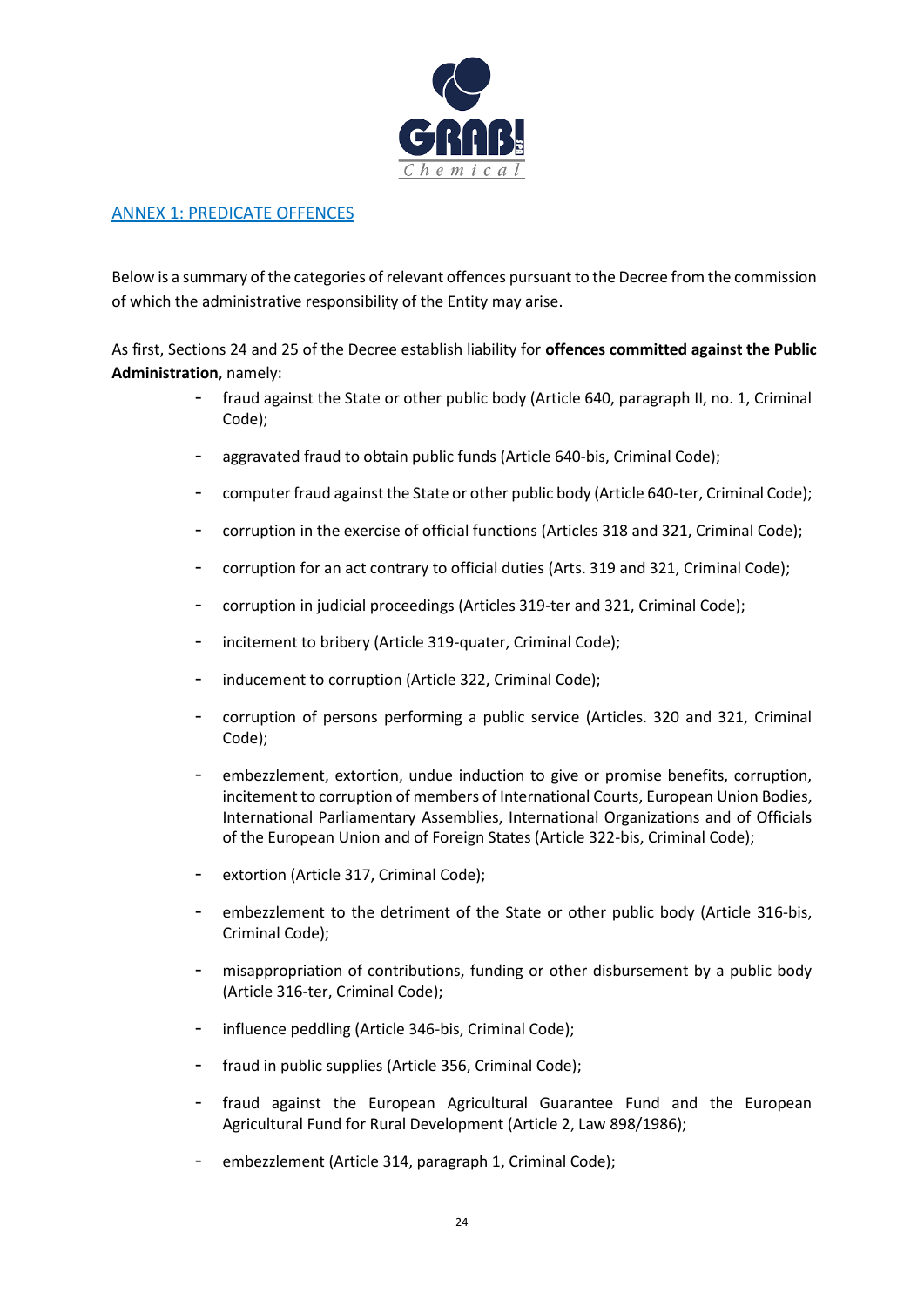## ANNEX 1: PREDICATE OFFENCES

Below is a summary of the categories of relevant offences pursuant to the Decree from the commission of which the administrative responsibility of the Entity may arise.

As first, Sections 24 and 25 of the Decree establish liability for **offences committed against the Public Administration**, namely:

- fraud against the State or other public body (Article 640, paragraph II, no. 1, Criminal Code);
- aggravated fraud to obtain public funds (Article 640-bis, Criminal Code);
- computer fraud against the State or other public body (Article 640-ter, Criminal Code);
- corruption in the exercise of official functions (Articles 318 and 321, Criminal Code);
- corruption for an act contrary to official duties (Arts. 319 and 321, Criminal Code);
- corruption in judicial proceedings (Articles 319-ter and 321, Criminal Code);
- incitement to bribery (Article 319-quater, Criminal Code);
- inducement to corruption (Article 322, Criminal Code);
- corruption of persons performing a public service (Articles. 320 and 321, Criminal Code);
- embezzlement, extortion, undue induction to give or promise benefits, corruption, incitement to corruption of members of International Courts, European Union Bodies, International Parliamentary Assemblies, International Organizations and of Officials of the European Union and of Foreign States (Article 322-bis, Criminal Code);
- extortion (Article 317, Criminal Code);
- embezzlement to the detriment of the State or other public body (Article 316-bis, Criminal Code);
- misappropriation of contributions, funding or other disbursement by a public body (Article 316-ter, Criminal Code);
- influence peddling (Article 346-bis, Criminal Code);
- fraud in public supplies (Article 356, Criminal Code);
- fraud against the European Agricultural Guarantee Fund and the European Agricultural Fund for Rural Development (Article 2, Law 898/1986);
- embezzlement (Article 314, paragraph 1, Criminal Code);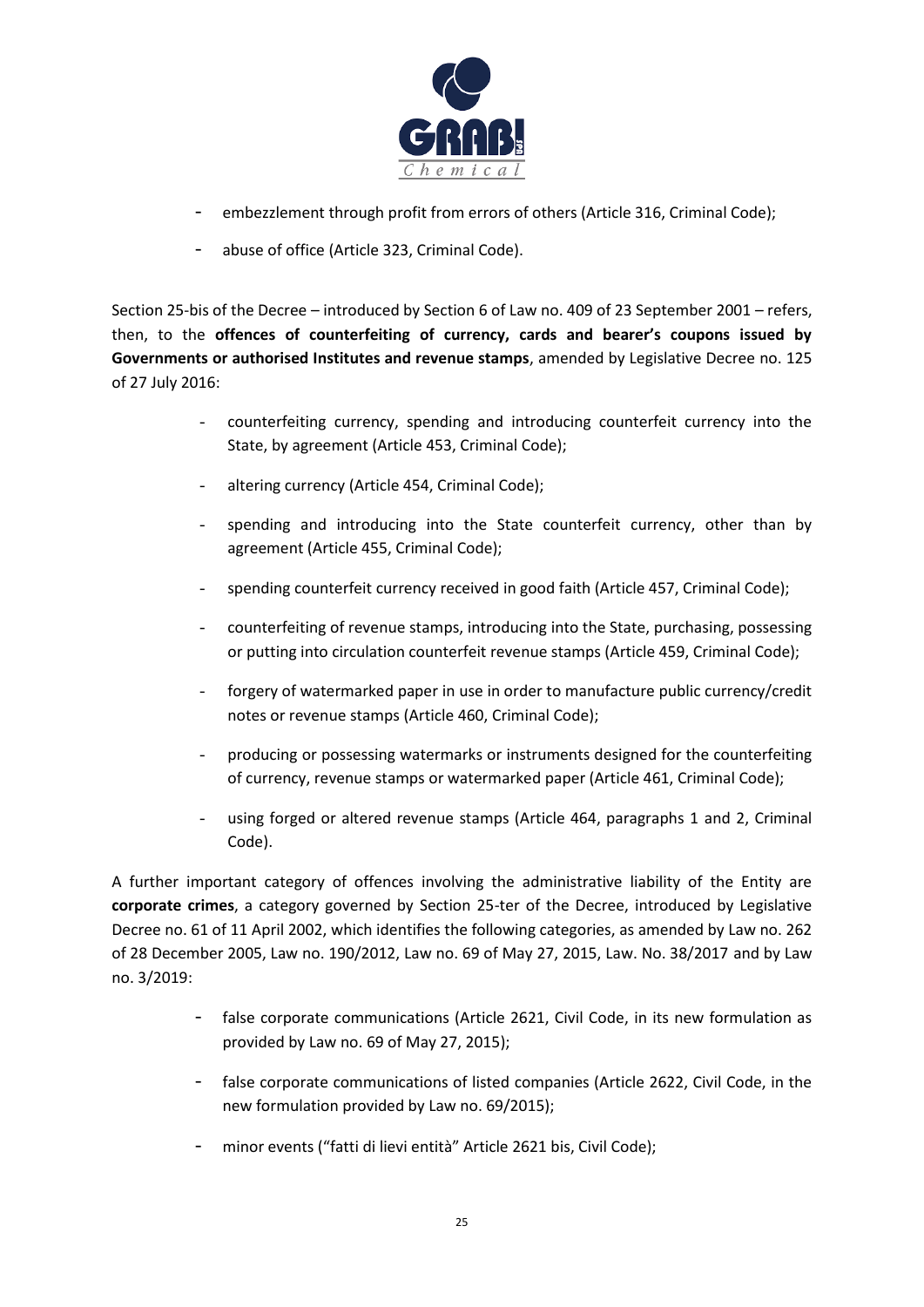- embezzlement through profit from errors of others (Article 316, Criminal Code);
- abuse of office (Article 323, Criminal Code).

Section 25-bis of the Decree – introduced by Section 6 of Law no. 409 of 23 September 2001 – refers, then, to the **offences of counterfeiting of currency, cards and bearer's coupons issued by Governments or authorised Institutes and revenue stamps**, amended by Legislative Decree no. 125 of 27 July 2016:

- counterfeiting currency, spending and introducing counterfeit currency into the State, by agreement (Article 453, Criminal Code);
- altering currency (Article 454, Criminal Code);
- spending and introducing into the State counterfeit currency, other than by agreement (Article 455, Criminal Code);
- spending counterfeit currency received in good faith (Article 457, Criminal Code);
- counterfeiting of revenue stamps, introducing into the State, purchasing, possessing or putting into circulation counterfeit revenue stamps (Article 459, Criminal Code);
- forgery of watermarked paper in use in order to manufacture public currency/credit notes or revenue stamps (Article 460, Criminal Code);
- producing or possessing watermarks or instruments designed for the counterfeiting of currency, revenue stamps or watermarked paper (Article 461, Criminal Code);
- using forged or altered revenue stamps (Article 464, paragraphs 1 and 2, Criminal Code).

A further important category of offences involving the administrative liability of the Entity are **corporate crimes**, a category governed by Section 25-ter of the Decree, introduced by Legislative Decree no. 61 of 11 April 2002, which identifies the following categories, as amended by Law no. 262 of 28 December 2005, Law no. 190/2012, Law no. 69 of May 27, 2015, Law. No. 38/2017 and by Law no. 3/2019:

- false corporate communications (Article 2621, Civil Code, in its new formulation as provided by Law no. 69 of May 27, 2015);
- false corporate communications of listed companies (Article 2622, Civil Code, in the new formulation provided by Law no. 69/2015);
- minor events ("fatti di lievi entità" Article 2621 bis, Civil Code);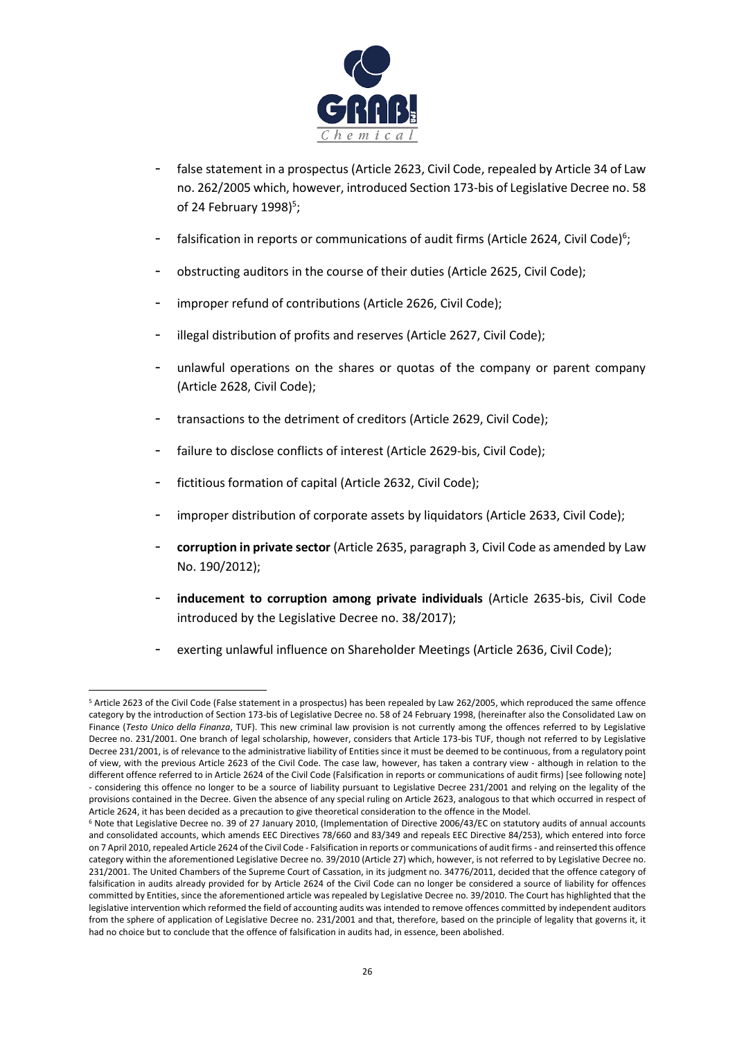- false statement in a prospectus (Article 2623, Civil Code, repealed by Article 34 of Law no. 262/2005 which, however, introduced Section 173-bis of Legislative Decree no. 58 of 24 February 1998)[5];
- falsification in reports or communications of audit firms (Article 2624, Civil Code)[6];
- obstructing auditors in the course of their duties (Article 2625, Civil Code);
- improper refund of contributions (Article 2626, Civil Code);
- illegal distribution of profits and reserves (Article 2627, Civil Code);
- unlawful operations on the shares or quotas of the company or parent company (Article 2628, Civil Code);
- transactions to the detriment of creditors (Article 2629, Civil Code);
- failure to disclose conflicts of interest (Article 2629-bis, Civil Code);
- fictitious formation of capital (Article 2632, Civil Code);
- improper distribution of corporate assets by liquidators (Article 2633, Civil Code);
- **corruption in private sector** (Article 2635, paragraph 3, Civil Code as amended by Law No. 190/2012);
- **inducement to corruption among private individuals** (Article 2635-bis, Civil Code introduced by the Legislative Decree no. 38/2017);
- exerting unlawful influence on Shareholder Meetings (Article 2636, Civil Code);

---

[5] Article 2623 of the Civil Code (False statement in a prospectus) has been repealed by Law 262/2005, which reproduced the same offence category by the introduction of Section 173-bis of Legislative Decree no. 58 of 24 February 1998, (hereinafter also the Consolidated Law on Finance (*Testo Unico della Finanza*, TUF). This new criminal law provision is not currently among the offences referred to by Legislative Decree no. 231/2001. One branch of legal scholarship, however, considers that Article 173-bis TUF, though not referred to by Legislative Decree 231/2001, is of relevance to the administrative liability of Entities since it must be deemed to be continuous, from a regulatory point of view, with the previous Article 2623 of the Civil Code. The case law, however, has taken a contrary view - although in relation to the different offence referred to in Article 2624 of the Civil Code (Falsification in reports or communications of audit firms) [see following note] - considering this offence no longer to be a source of liability pursuant to Legislative Decree 231/2001 and relying on the legality of the provisions contained in the Decree. Given the absence of any special ruling on Article 2623, analogous to that which occurred in respect of Article 2624, it has been decided as a precaution to give theoretical consideration to the offence in the Model.

[6] Note that Legislative Decree no. 39 of 27 January 2010, (Implementation of Directive 2006/43/EC on statutory audits of annual accounts and consolidated accounts, which amends EEC Directives 78/660 and 83/349 and repeals EEC Directive 84/253), which entered into force on 7 April 2010, repealed Article 2624 of the Civil Code - Falsification in reports or communications of audit firms - and reinserted this offence category within the aforementioned Legislative Decree no. 39/2010 (Article 27) which, however, is not referred to by Legislative Decree no. 231/2001. The United Chambers of the Supreme Court of Cassation, in its judgment no. 34776/2011, decided that the offence category of falsification in audits already provided for by Article 2624 of the Civil Code can no longer be considered a source of liability for offences committed by Entities, since the aforementioned article was repealed by Legislative Decree no. 39/2010. The Court has highlighted that the legislative intervention which reformed the field of accounting audits was intended to remove offences committed by independent auditors from the sphere of application of Legislative Decree no. 231/2001 and that, therefore, based on the principle of legality that governs it, it had no choice but to conclude that the offence of falsification in audits had, in essence, been abolished.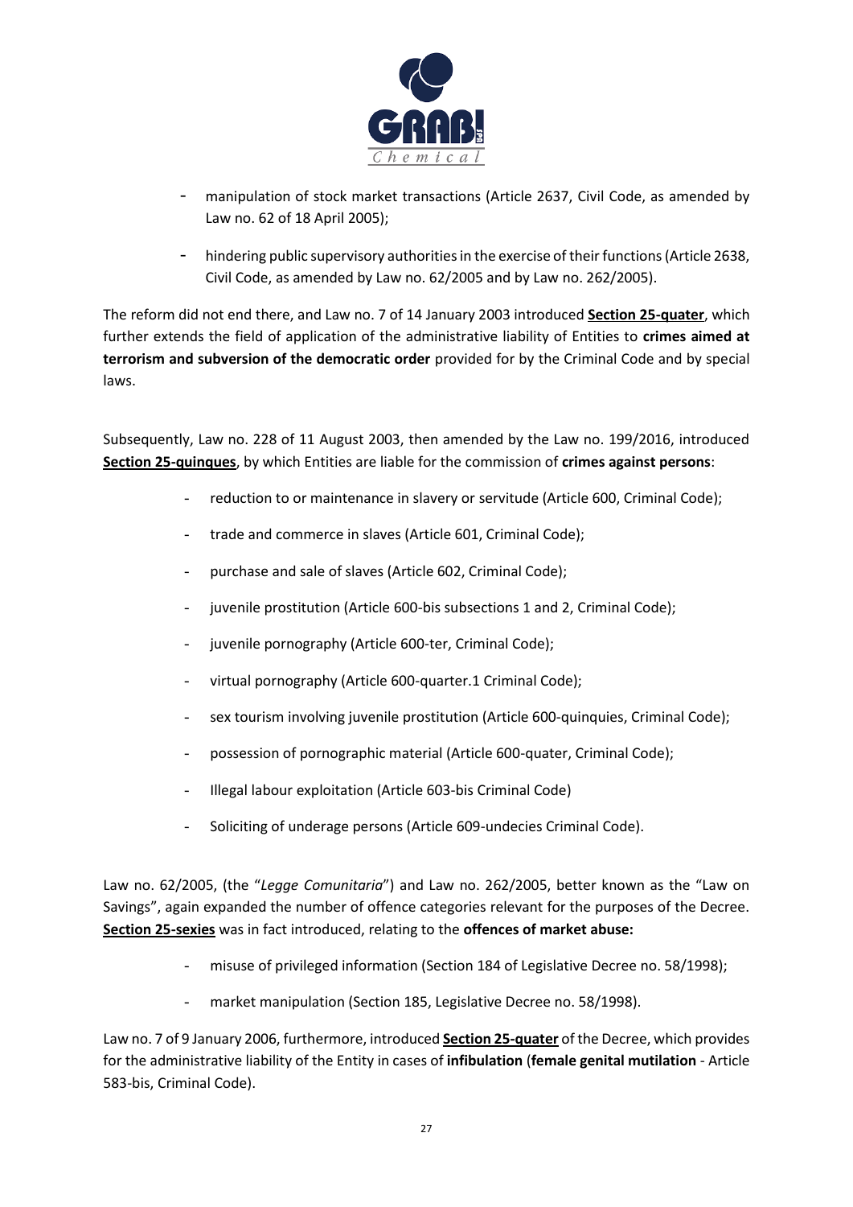- manipulation of stock market transactions (Article 2637, Civil Code, as amended by Law no. 62 of 18 April 2005);
- hindering public supervisory authorities in the exercise of their functions (Article 2638, Civil Code, as amended by Law no. 62/2005 and by Law no. 262/2005).

The reform did not end there, and Law no. 7 of 14 January 2003 introduced **Section 25-quater**, which further extends the field of application of the administrative liability of Entities to **crimes aimed at terrorism and subversion of the democratic order** provided for by the Criminal Code and by special laws.

Subsequently, Law no. 228 of 11 August 2003, then amended by the Law no. 199/2016, introduced **Section 25-quinques**, by which Entities are liable for the commission of **crimes against persons**:

- reduction to or maintenance in slavery or servitude (Article 600, Criminal Code);
- trade and commerce in slaves (Article 601, Criminal Code);
- purchase and sale of slaves (Article 602, Criminal Code);
- juvenile prostitution (Article 600-bis subsections 1 and 2, Criminal Code);
- juvenile pornography (Article 600-ter, Criminal Code);
- virtual pornography (Article 600-quarter.1 Criminal Code);
- sex tourism involving juvenile prostitution (Article 600-quinquies, Criminal Code);
- possession of pornographic material (Article 600-quater, Criminal Code);
- Illegal labour exploitation (Article 603-bis Criminal Code)
- Soliciting of underage persons (Article 609-undecies Criminal Code).

Law no. 62/2005, (the "*Legge Comunitaria*") and Law no. 262/2005, better known as the "Law on Savings", again expanded the number of offence categories relevant for the purposes of the Decree. **Section 25-sexies** was in fact introduced, relating to the **offences of market abuse:**

- misuse of privileged information (Section 184 of Legislative Decree no. 58/1998);
- market manipulation (Section 185, Legislative Decree no. 58/1998).

Law no. 7 of 9 January 2006, furthermore, introduced **Section 25-quater** of the Decree, which provides for the administrative liability of the Entity in cases of **infibulation** (**female genital mutilation** - Article 583-bis, Criminal Code).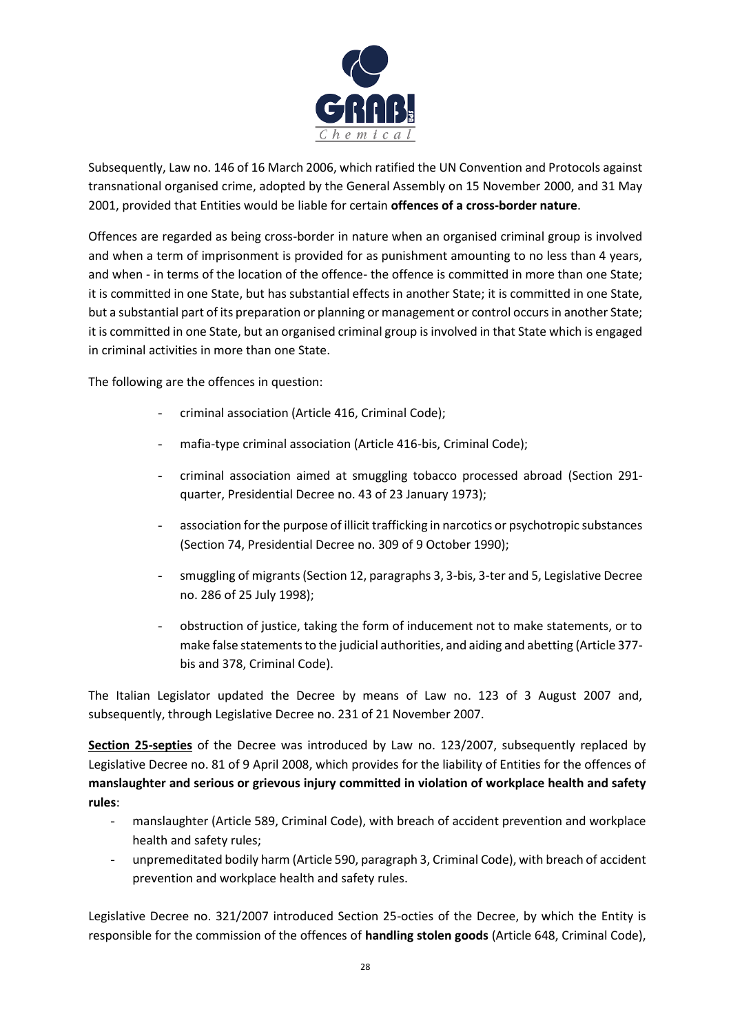Subsequently, Law no. 146 of 16 March 2006, which ratified the UN Convention and Protocols against transnational organised crime, adopted by the General Assembly on 15 November 2000, and 31 May 2001, provided that Entities would be liable for certain **offences of a cross-border nature**.

Offences are regarded as being cross-border in nature when an organised criminal group is involved and when a term of imprisonment is provided for as punishment amounting to no less than 4 years, and when - in terms of the location of the offence- the offence is committed in more than one State; it is committed in one State, but has substantial effects in another State; it is committed in one State, but a substantial part of its preparation or planning or management or control occurs in another State; it is committed in one State, but an organised criminal group is involved in that State which is engaged in criminal activities in more than one State.

The following are the offences in question:

- criminal association (Article 416, Criminal Code);
- mafia-type criminal association (Article 416-bis, Criminal Code);
- criminal association aimed at smuggling tobacco processed abroad (Section 291-quarter, Presidential Decree no. 43 of 23 January 1973);
- association for the purpose of illicit trafficking in narcotics or psychotropic substances (Section 74, Presidential Decree no. 309 of 9 October 1990);
- smuggling of migrants (Section 12, paragraphs 3, 3-bis, 3-ter and 5, Legislative Decree no. 286 of 25 July 1998);
- obstruction of justice, taking the form of inducement not to make statements, or to make false statements to the judicial authorities, and aiding and abetting (Article 377-bis and 378, Criminal Code).

The Italian Legislator updated the Decree by means of Law no. 123 of 3 August 2007 and, subsequently, through Legislative Decree no. 231 of 21 November 2007.

**Section 25-septies** of the Decree was introduced by Law no. 123/2007, subsequently replaced by Legislative Decree no. 81 of 9 April 2008, which provides for the liability of Entities for the offences of **manslaughter and serious or grievous injury committed in violation of workplace health and safety rules**:

- manslaughter (Article 589, Criminal Code), with breach of accident prevention and workplace health and safety rules;
- unpremeditated bodily harm (Article 590, paragraph 3, Criminal Code), with breach of accident prevention and workplace health and safety rules.

Legislative Decree no. 321/2007 introduced Section 25-octies of the Decree, by which the Entity is responsible for the commission of the offences of **handling stolen goods** (Article 648, Criminal Code),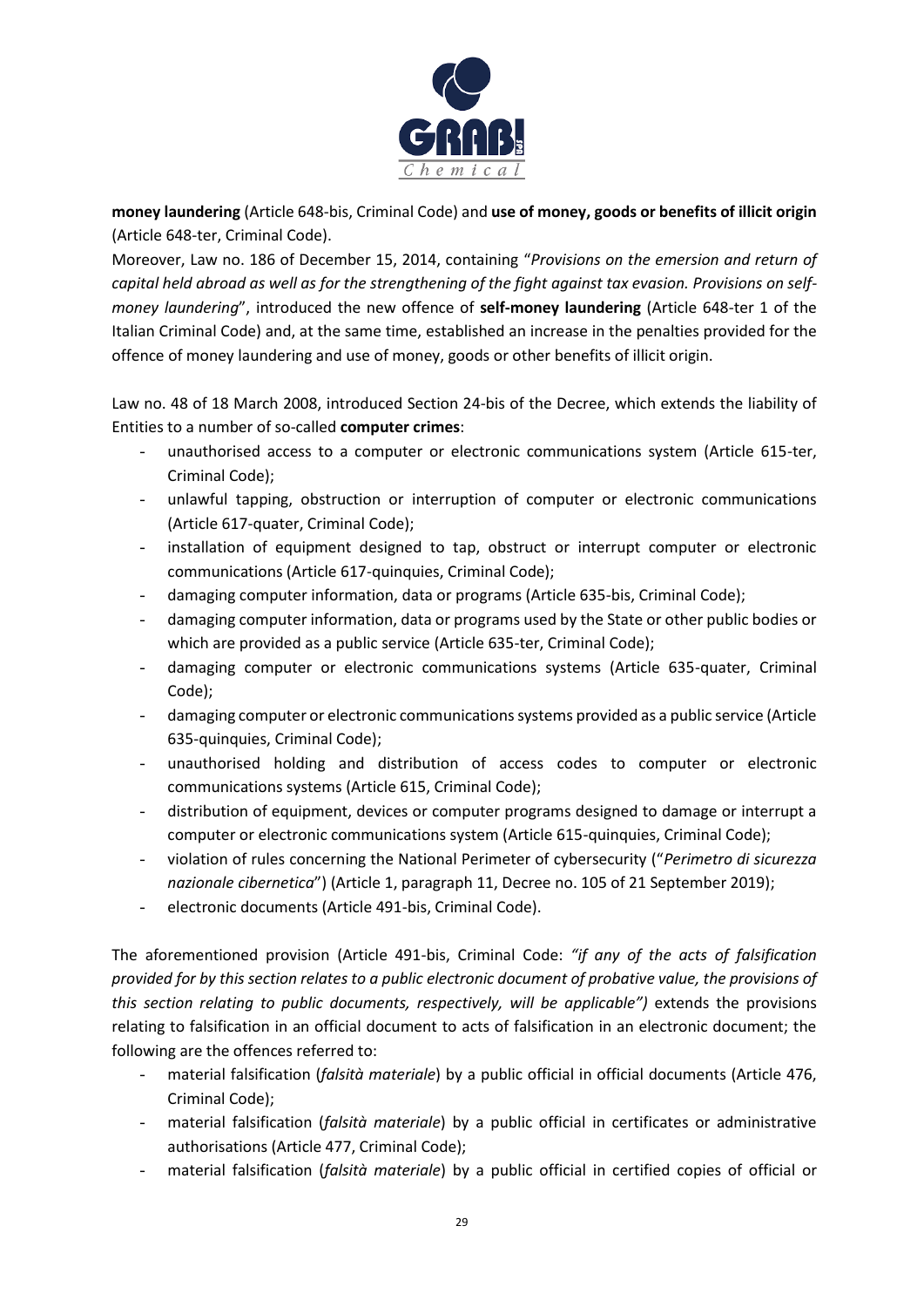**money laundering** (Article 648-bis, Criminal Code) and **use of money, goods or benefits of illicit origin** (Article 648-ter, Criminal Code).

Moreover, Law no. 186 of December 15, 2014, containing "*Provisions on the emersion and return of capital held abroad as well as for the strengthening of the fight against tax evasion. Provisions on self-money laundering*", introduced the new offence of **self-money laundering** (Article 648-ter 1 of the Italian Criminal Code) and, at the same time, established an increase in the penalties provided for the offence of money laundering and use of money, goods or other benefits of illicit origin.

Law no. 48 of 18 March 2008, introduced Section 24-bis of the Decree, which extends the liability of Entities to a number of so-called **computer crimes**:

- unauthorised access to a computer or electronic communications system (Article 615-ter, Criminal Code);
- unlawful tapping, obstruction or interruption of computer or electronic communications (Article 617-quater, Criminal Code);
- installation of equipment designed to tap, obstruct or interrupt computer or electronic communications (Article 617-quinquies, Criminal Code);
- damaging computer information, data or programs (Article 635-bis, Criminal Code);
- damaging computer information, data or programs used by the State or other public bodies or which are provided as a public service (Article 635-ter, Criminal Code);
- damaging computer or electronic communications systems (Article 635-quater, Criminal Code);
- damaging computer or electronic communications systems provided as a public service (Article 635-quinquies, Criminal Code);
- unauthorised holding and distribution of access codes to computer or electronic communications systems (Article 615, Criminal Code);
- distribution of equipment, devices or computer programs designed to damage or interrupt a computer or electronic communications system (Article 615-quinquies, Criminal Code);
- violation of rules concerning the National Perimeter of cybersecurity ("*Perimetro di sicurezza nazionale cibernetica*") (Article 1, paragraph 11, Decree no. 105 of 21 September 2019);
- electronic documents (Article 491-bis, Criminal Code).

The aforementioned provision (Article 491-bis, Criminal Code: *"if any of the acts of falsification provided for by this section relates to a public electronic document of probative value, the provisions of this section relating to public documents, respectively, will be applicable")* extends the provisions relating to falsification in an official document to acts of falsification in an electronic document; the following are the offences referred to:

- material falsification (*falsità materiale*) by a public official in official documents (Article 476, Criminal Code);
- material falsification (*falsità materiale*) by a public official in certificates or administrative authorisations (Article 477, Criminal Code);
- material falsification (*falsità materiale*) by a public official in certified copies of official or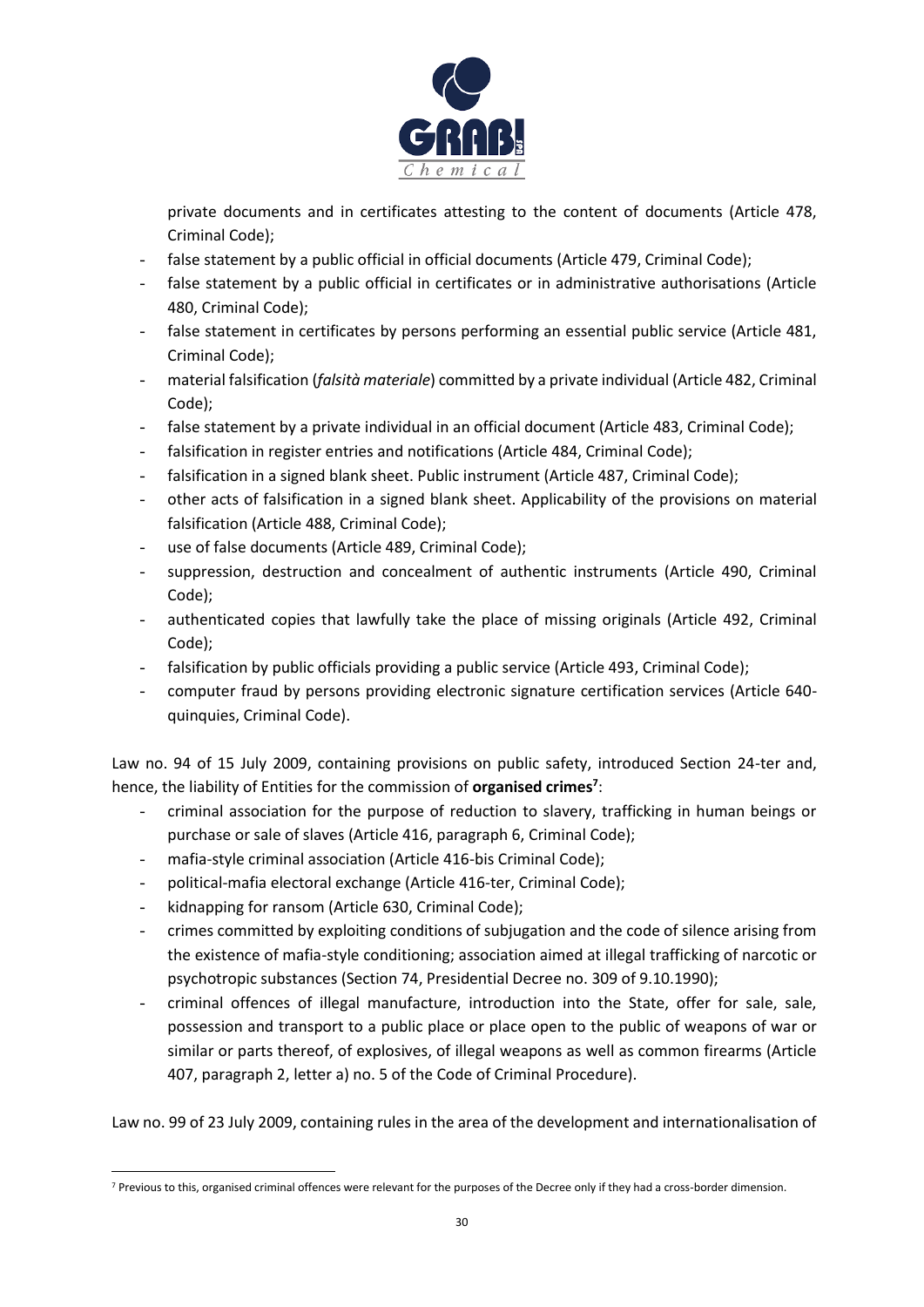private documents and in certificates attesting to the content of documents (Article 478, Criminal Code);

- false statement by a public official in official documents (Article 479, Criminal Code);
- false statement by a public official in certificates or in administrative authorisations (Article 480, Criminal Code);
- false statement in certificates by persons performing an essential public service (Article 481, Criminal Code);
- material falsification (*falsità materiale*) committed by a private individual (Article 482, Criminal Code);
- false statement by a private individual in an official document (Article 483, Criminal Code);
- falsification in register entries and notifications (Article 484, Criminal Code);
- falsification in a signed blank sheet. Public instrument (Article 487, Criminal Code);
- other acts of falsification in a signed blank sheet. Applicability of the provisions on material falsification (Article 488, Criminal Code);
- use of false documents (Article 489, Criminal Code);
- suppression, destruction and concealment of authentic instruments (Article 490, Criminal Code);
- authenticated copies that lawfully take the place of missing originals (Article 492, Criminal Code);
- falsification by public officials providing a public service (Article 493, Criminal Code);
- computer fraud by persons providing electronic signature certification services (Article 640-quinquies, Criminal Code).

Law no. 94 of 15 July 2009, containing provisions on public safety, introduced Section 24-ter and, hence, the liability of Entities for the commission of **organised crimes**[7]:

- criminal association for the purpose of reduction to slavery, trafficking in human beings or purchase or sale of slaves (Article 416, paragraph 6, Criminal Code);
- mafia-style criminal association (Article 416-bis Criminal Code);
- political-mafia electoral exchange (Article 416-ter, Criminal Code);
- kidnapping for ransom (Article 630, Criminal Code);
- crimes committed by exploiting conditions of subjugation and the code of silence arising from the existence of mafia-style conditioning; association aimed at illegal trafficking of narcotic or psychotropic substances (Section 74, Presidential Decree no. 309 of 9.10.1990);
- criminal offences of illegal manufacture, introduction into the State, offer for sale, sale, possession and transport to a public place or place open to the public of weapons of war or similar or parts thereof, of explosives, of illegal weapons as well as common firearms (Article 407, paragraph 2, letter a) no. 5 of the Code of Criminal Procedure).

Law no. 99 of 23 July 2009, containing rules in the area of the development and internationalisation of

[7] Previous to this, organised criminal offences were relevant for the purposes of the Decree only if they had a cross-border dimension.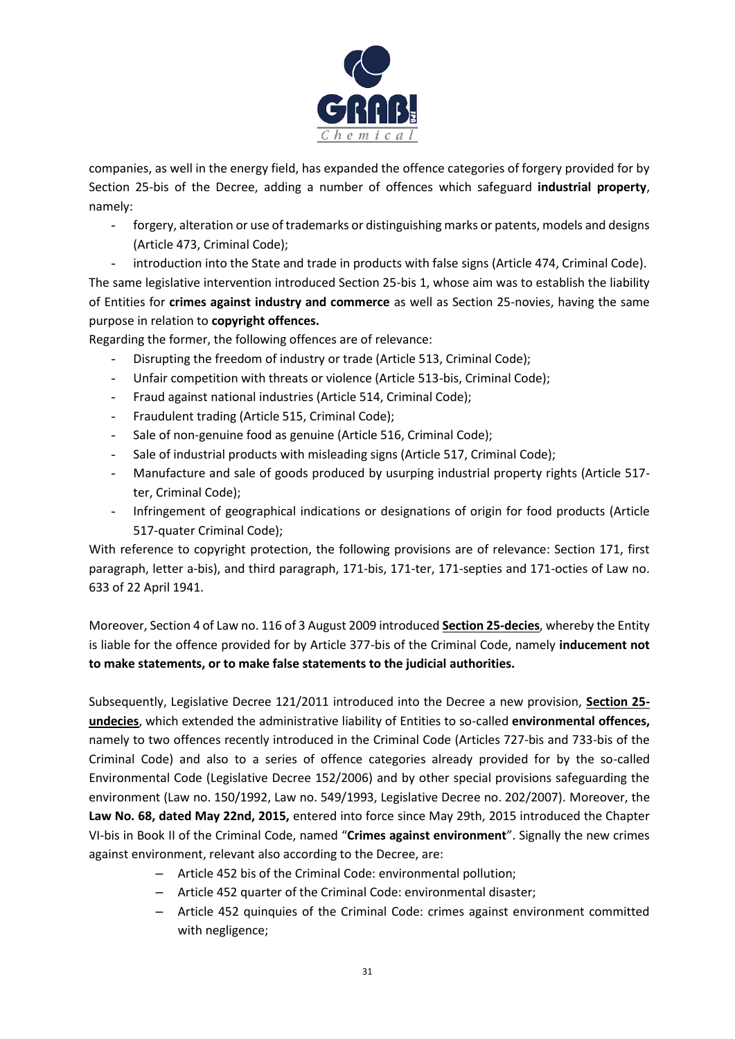companies, as well in the energy field, has expanded the offence categories of forgery provided for by Section 25-bis of the Decree, adding a number of offences which safeguard **industrial property**, namely:

- forgery, alteration or use of trademarks or distinguishing marks or patents, models and designs (Article 473, Criminal Code);
- introduction into the State and trade in products with false signs (Article 474, Criminal Code).

The same legislative intervention introduced Section 25-bis 1, whose aim was to establish the liability of Entities for **crimes against industry and commerce** as well as Section 25-novies, having the same purpose in relation to **copyright offences.**

Regarding the former, the following offences are of relevance:

- Disrupting the freedom of industry or trade (Article 513, Criminal Code);
- Unfair competition with threats or violence (Article 513-bis, Criminal Code);
- Fraud against national industries (Article 514, Criminal Code);
- Fraudulent trading (Article 515, Criminal Code);
- Sale of non-genuine food as genuine (Article 516, Criminal Code);
- Sale of industrial products with misleading signs (Article 517, Criminal Code);
- Manufacture and sale of goods produced by usurping industrial property rights (Article 517-ter, Criminal Code);
- Infringement of geographical indications or designations of origin for food products (Article 517-quater Criminal Code);

With reference to copyright protection, the following provisions are of relevance: Section 171, first paragraph, letter a-bis), and third paragraph, 171-bis, 171-ter, 171-septies and 171-octies of Law no. 633 of 22 April 1941.

Moreover, Section 4 of Law no. 116 of 3 August 2009 introduced **Section 25-decies**, whereby the Entity is liable for the offence provided for by Article 377-bis of the Criminal Code, namely **inducement not to make statements, or to make false statements to the judicial authorities.**

Subsequently, Legislative Decree 121/2011 introduced into the Decree a new provision, **Section 25-undecies**, which extended the administrative liability of Entities to so-called **environmental offences,** namely to two offences recently introduced in the Criminal Code (Articles 727-bis and 733-bis of the Criminal Code) and also to a series of offence categories already provided for by the so-called Environmental Code (Legislative Decree 152/2006) and by other special provisions safeguarding the environment (Law no. 150/1992, Law no. 549/1993, Legislative Decree no. 202/2007). Moreover, the **Law No. 68, dated May 22nd, 2015,** entered into force since May 29th, 2015 introduced the Chapter VI-bis in Book II of the Criminal Code, named "**Crimes against environment**". Signally the new crimes against environment, relevant also according to the Decree, are:

- Article 452 bis of the Criminal Code: environmental pollution;
- Article 452 quarter of the Criminal Code: environmental disaster;
- Article 452 quinquies of the Criminal Code: crimes against environment committed with negligence;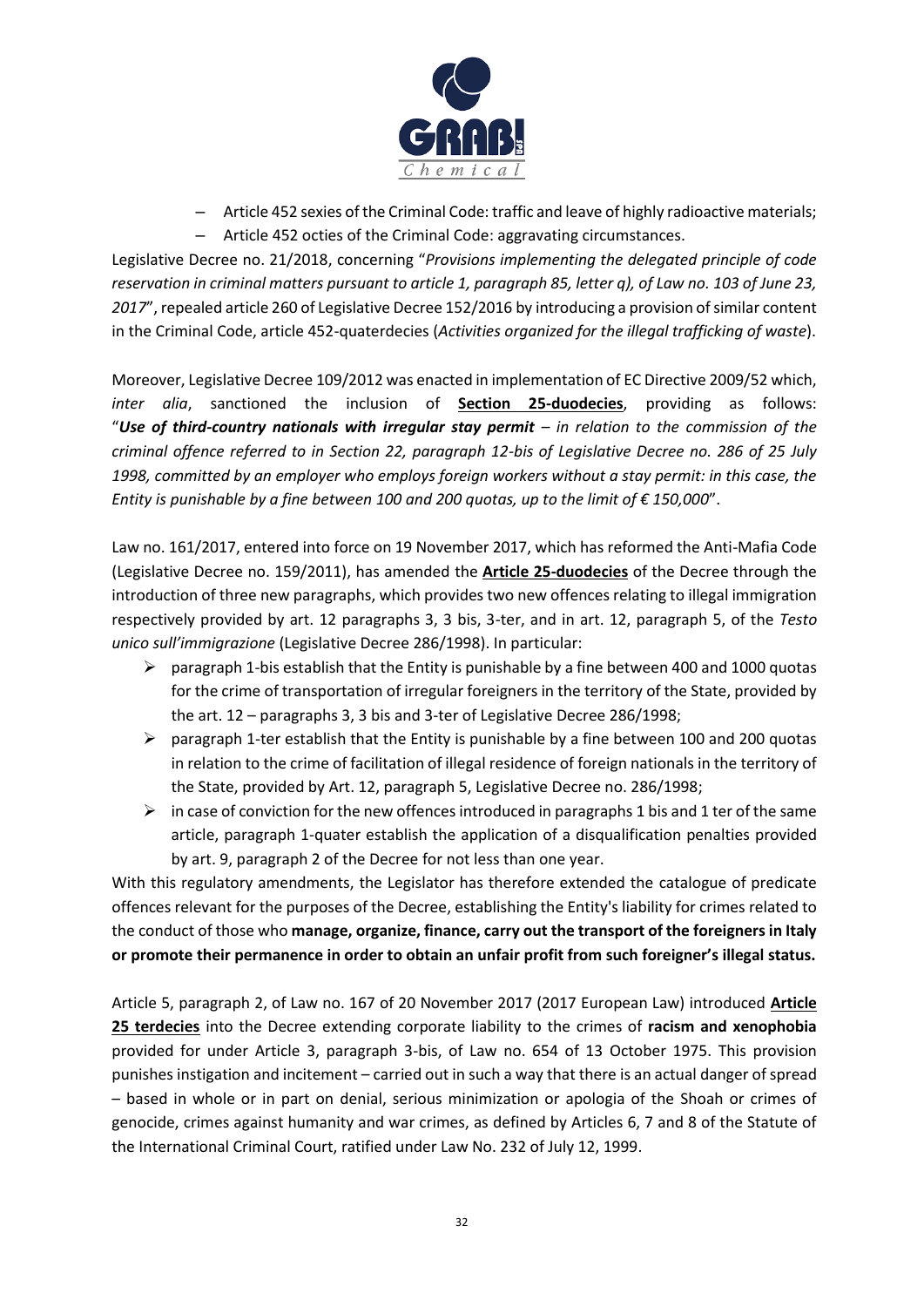- Article 452 sexies of the Criminal Code: traffic and leave of highly radioactive materials;
- Article 452 octies of the Criminal Code: aggravating circumstances.

Legislative Decree no. 21/2018, concerning "*Provisions implementing the delegated principle of code reservation in criminal matters pursuant to article 1, paragraph 85, letter q), of Law no. 103 of June 23, 2017*", repealed article 260 of Legislative Decree 152/2016 by introducing a provision of similar content in the Criminal Code, article 452-quaterdecies (*Activities organized for the illegal trafficking of waste*).

Moreover, Legislative Decree 109/2012 was enacted in implementation of EC Directive 2009/52 which, *inter alia*, sanctioned the inclusion of **Section 25-duodecies**, providing as follows: "***Use of third-country nationals with irregular stay permit*** *– in relation to the commission of the criminal offence referred to in Section 22, paragraph 12-bis of Legislative Decree no. 286 of 25 July 1998, committed by an employer who employs foreign workers without a stay permit: in this case, the Entity is punishable by a fine between 100 and 200 quotas, up to the limit of € 150,000*".

Law no. 161/2017, entered into force on 19 November 2017, which has reformed the Anti-Mafia Code (Legislative Decree no. 159/2011), has amended the **Article 25-duodecies** of the Decree through the introduction of three new paragraphs, which provides two new offences relating to illegal immigration respectively provided by art. 12 paragraphs 3, 3 bis, 3-ter, and in art. 12, paragraph 5, of the *Testo unico sull'immigrazione* (Legislative Decree 286/1998). In particular:

- paragraph 1-bis establish that the Entity is punishable by a fine between 400 and 1000 quotas for the crime of transportation of irregular foreigners in the territory of the State, provided by the art. 12 – paragraphs 3, 3 bis and 3-ter of Legislative Decree 286/1998;
- paragraph 1-ter establish that the Entity is punishable by a fine between 100 and 200 quotas in relation to the crime of facilitation of illegal residence of foreign nationals in the territory of the State, provided by Art. 12, paragraph 5, Legislative Decree no. 286/1998;
- in case of conviction for the new offences introduced in paragraphs 1 bis and 1 ter of the same article, paragraph 1-quater establish the application of a disqualification penalties provided by art. 9, paragraph 2 of the Decree for not less than one year.

With this regulatory amendments, the Legislator has therefore extended the catalogue of predicate offences relevant for the purposes of the Decree, establishing the Entity's liability for crimes related to the conduct of those who **manage, organize, finance, carry out the transport of the foreigners in Italy or promote their permanence in order to obtain an unfair profit from such foreigner's illegal status.**

Article 5, paragraph 2, of Law no. 167 of 20 November 2017 (2017 European Law) introduced **Article 25 terdecies** into the Decree extending corporate liability to the crimes of **racism and xenophobia** provided for under Article 3, paragraph 3-bis, of Law no. 654 of 13 October 1975. This provision punishes instigation and incitement – carried out in such a way that there is an actual danger of spread – based in whole or in part on denial, serious minimization or apologia of the Shoah or crimes of genocide, crimes against humanity and war crimes, as defined by Articles 6, 7 and 8 of the Statute of the International Criminal Court, ratified under Law No. 232 of July 12, 1999.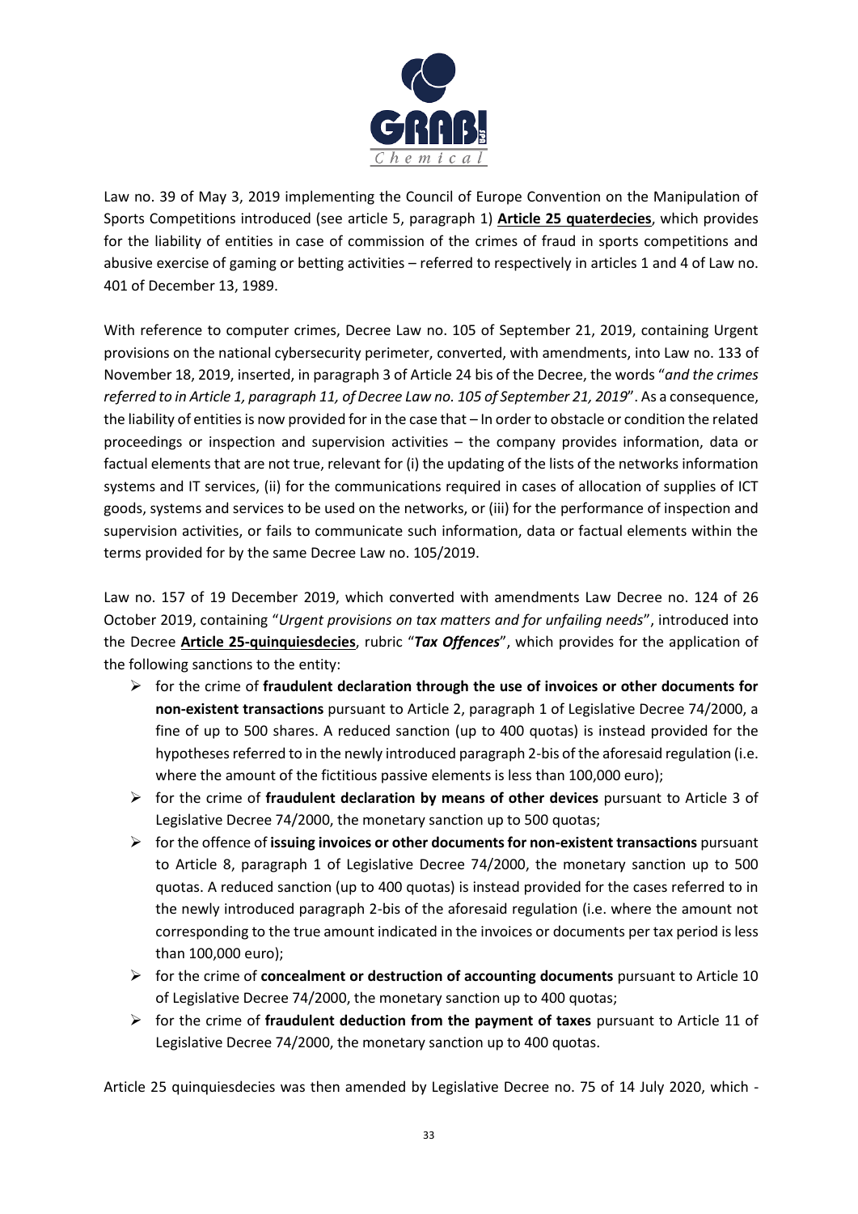Law no. 39 of May 3, 2019 implementing the Council of Europe Convention on the Manipulation of Sports Competitions introduced (see article 5, paragraph 1) **Article 25 quaterdecies**, which provides for the liability of entities in case of commission of the crimes of fraud in sports competitions and abusive exercise of gaming or betting activities – referred to respectively in articles 1 and 4 of Law no. 401 of December 13, 1989.

With reference to computer crimes, Decree Law no. 105 of September 21, 2019, containing Urgent provisions on the national cybersecurity perimeter, converted, with amendments, into Law no. 133 of November 18, 2019, inserted, in paragraph 3 of Article 24 bis of the Decree, the words "*and the crimes referred to in Article 1, paragraph 11, of Decree Law no. 105 of September 21, 2019*". As a consequence, the liability of entities is now provided for in the case that – In order to obstacle or condition the related proceedings or inspection and supervision activities – the company provides information, data or factual elements that are not true, relevant for (i) the updating of the lists of the networks information systems and IT services, (ii) for the communications required in cases of allocation of supplies of ICT goods, systems and services to be used on the networks, or (iii) for the performance of inspection and supervision activities, or fails to communicate such information, data or factual elements within the terms provided for by the same Decree Law no. 105/2019.

Law no. 157 of 19 December 2019, which converted with amendments Law Decree no. 124 of 26 October 2019, containing "*Urgent provisions on tax matters and for unfailing needs*", introduced into the Decree **Article 25-quinquiesdecies**, rubric "***Tax Offences***", which provides for the application of the following sanctions to the entity:

- for the crime of **fraudulent declaration through the use of invoices or other documents for non-existent transactions** pursuant to Article 2, paragraph 1 of Legislative Decree 74/2000, a fine of up to 500 shares. A reduced sanction (up to 400 quotas) is instead provided for the hypotheses referred to in the newly introduced paragraph 2-bis of the aforesaid regulation (i.e. where the amount of the fictitious passive elements is less than 100,000 euro);
- for the crime of **fraudulent declaration by means of other devices** pursuant to Article 3 of Legislative Decree 74/2000, the monetary sanction up to 500 quotas;
- for the offence of **issuing invoices or other documents for non-existent transactions** pursuant to Article 8, paragraph 1 of Legislative Decree 74/2000, the monetary sanction up to 500 quotas. A reduced sanction (up to 400 quotas) is instead provided for the cases referred to in the newly introduced paragraph 2-bis of the aforesaid regulation (i.e. where the amount not corresponding to the true amount indicated in the invoices or documents per tax period is less than 100,000 euro);
- for the crime of **concealment or destruction of accounting documents** pursuant to Article 10 of Legislative Decree 74/2000, the monetary sanction up to 400 quotas;
- for the crime of **fraudulent deduction from the payment of taxes** pursuant to Article 11 of Legislative Decree 74/2000, the monetary sanction up to 400 quotas.

Article 25 quinquiesdecies was then amended by Legislative Decree no. 75 of 14 July 2020, which -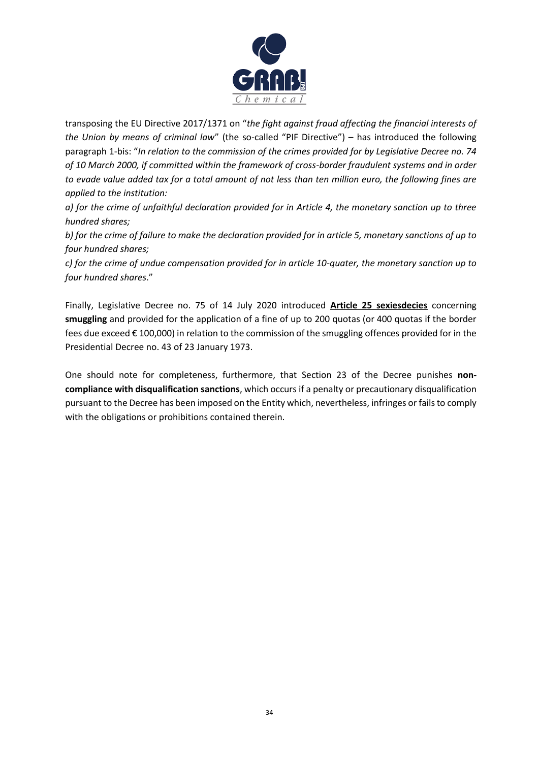transposing the EU Directive 2017/1371 on "*the fight against fraud affecting the financial interests of the Union by means of criminal law*" (the so-called "PIF Directive") – has introduced the following paragraph 1-bis: "*In relation to the commission of the crimes provided for by Legislative Decree no. 74 of 10 March 2000, if committed within the framework of cross-border fraudulent systems and in order to evade value added tax for a total amount of not less than ten million euro, the following fines are applied to the institution:*

*a) for the crime of unfaithful declaration provided for in Article 4, the monetary sanction up to three hundred shares;*

*b) for the crime of failure to make the declaration provided for in article 5, monetary sanctions of up to four hundred shares;*

*c) for the crime of undue compensation provided for in article 10-quater, the monetary sanction up to four hundred shares*."

Finally, Legislative Decree no. 75 of 14 July 2020 introduced **Article 25 sexiesdecies** concerning **smuggling** and provided for the application of a fine of up to 200 quotas (or 400 quotas if the border fees due exceed € 100,000) in relation to the commission of the smuggling offences provided for in the Presidential Decree no. 43 of 23 January 1973.

One should note for completeness, furthermore, that Section 23 of the Decree punishes **non-compliance with disqualification sanctions**, which occurs if a penalty or precautionary disqualification pursuant to the Decree has been imposed on the Entity which, nevertheless, infringes or fails to comply with the obligations or prohibitions contained therein.